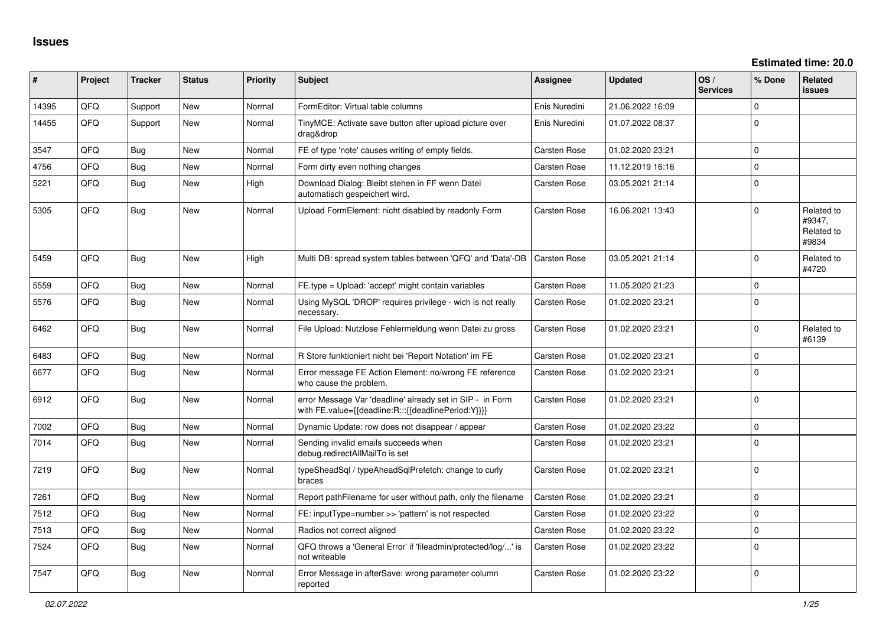# Issues

**Estimated time: 20.0**

| # | Project | Tracker | Status | Priority | Subject | Assignee | Updated | OS / Services | % Done | Related issues |
|---|---|---|---|---|---|---|---|---|---|---|
| 14395 | QFQ | Support | New | Normal | FormEditor: Virtual table columns | Enis Nuredini | 21.06.2022 16:09 | | 0 | |
| 14455 | QFQ | Support | New | Normal | TinyMCE: Activate save button after upload picture over drag&drop | Enis Nuredini | 01.07.2022 08:37 | | 0 | |
| 3547 | QFQ | Bug | New | Normal | FE of type 'note' causes writing of empty fields. | Carsten Rose | 01.02.2020 23:21 | | 0 | |
| 4756 | QFQ | Bug | New | Normal | Form dirty even nothing changes | Carsten Rose | 11.12.2019 16:16 | | 0 | |
| 5221 | QFQ | Bug | New | High | Download Dialog: Bleibt stehen in FF wenn Datei automatisch gespeichert wird. | Carsten Rose | 03.05.2021 21:14 | | 0 | |
| 5305 | QFQ | Bug | New | Normal | Upload FormElement: nicht disabled by readonly Form | Carsten Rose | 16.06.2021 13:43 | | 0 | Related to #9347, Related to #9834 |
| 5459 | QFQ | Bug | New | High | Multi DB: spread system tables between 'QFQ' and 'Data'-DB | Carsten Rose | 03.05.2021 21:14 | | 0 | Related to #4720 |
| 5559 | QFQ | Bug | New | Normal | FE.type = Upload: 'accept' might contain variables | Carsten Rose | 11.05.2020 21:23 | | 0 | |
| 5576 | QFQ | Bug | New | Normal | Using MySQL 'DROP' requires privilege - wich is not really necessary. | Carsten Rose | 01.02.2020 23:21 | | 0 | |
| 6462 | QFQ | Bug | New | Normal | File Upload: Nutzlose Fehlermeldung wenn Datei zu gross | Carsten Rose | 01.02.2020 23:21 | | 0 | Related to #6139 |
| 6483 | QFQ | Bug | New | Normal | R Store funktioniert nicht bei 'Report Notation' im FE | Carsten Rose | 01.02.2020 23:21 | | 0 | |
| 6677 | QFQ | Bug | New | Normal | Error message FE Action Element: no/wrong FE reference who cause the problem. | Carsten Rose | 01.02.2020 23:21 | | 0 | |
| 6912 | QFQ | Bug | New | Normal | error Message Var 'deadline' already set in SIP - in Form with FE.value={{deadline:R:::{{deadlinePeriod:Y}}}} | Carsten Rose | 01.02.2020 23:21 | | 0 | |
| 7002 | QFQ | Bug | New | Normal | Dynamic Update: row does not disappear / appear | Carsten Rose | 01.02.2020 23:22 | | 0 | |
| 7014 | QFQ | Bug | New | Normal | Sending invalid emails succeeds when debug.redirectAllMailTo is set | Carsten Rose | 01.02.2020 23:21 | | 0 | |
| 7219 | QFQ | Bug | New | Normal | typeSheadSql / typeAheadSqlPrefetch: change to curly braces | Carsten Rose | 01.02.2020 23:21 | | 0 | |
| 7261 | QFQ | Bug | New | Normal | Report pathFilename for user without path, only the filename | Carsten Rose | 01.02.2020 23:21 | | 0 | |
| 7512 | QFQ | Bug | New | Normal | FE: inputType=number >> 'pattern' is not respected | Carsten Rose | 01.02.2020 23:22 | | 0 | |
| 7513 | QFQ | Bug | New | Normal | Radios not correct aligned | Carsten Rose | 01.02.2020 23:22 | | 0 | |
| 7524 | QFQ | Bug | New | Normal | QFQ throws a 'General Error' if 'fileadmin/protected/log/...' is not writeable | Carsten Rose | 01.02.2020 23:22 | | 0 | |
| 7547 | QFQ | Bug | New | Normal | Error Message in afterSave: wrong parameter column reported | Carsten Rose | 01.02.2020 23:22 | | 0 | |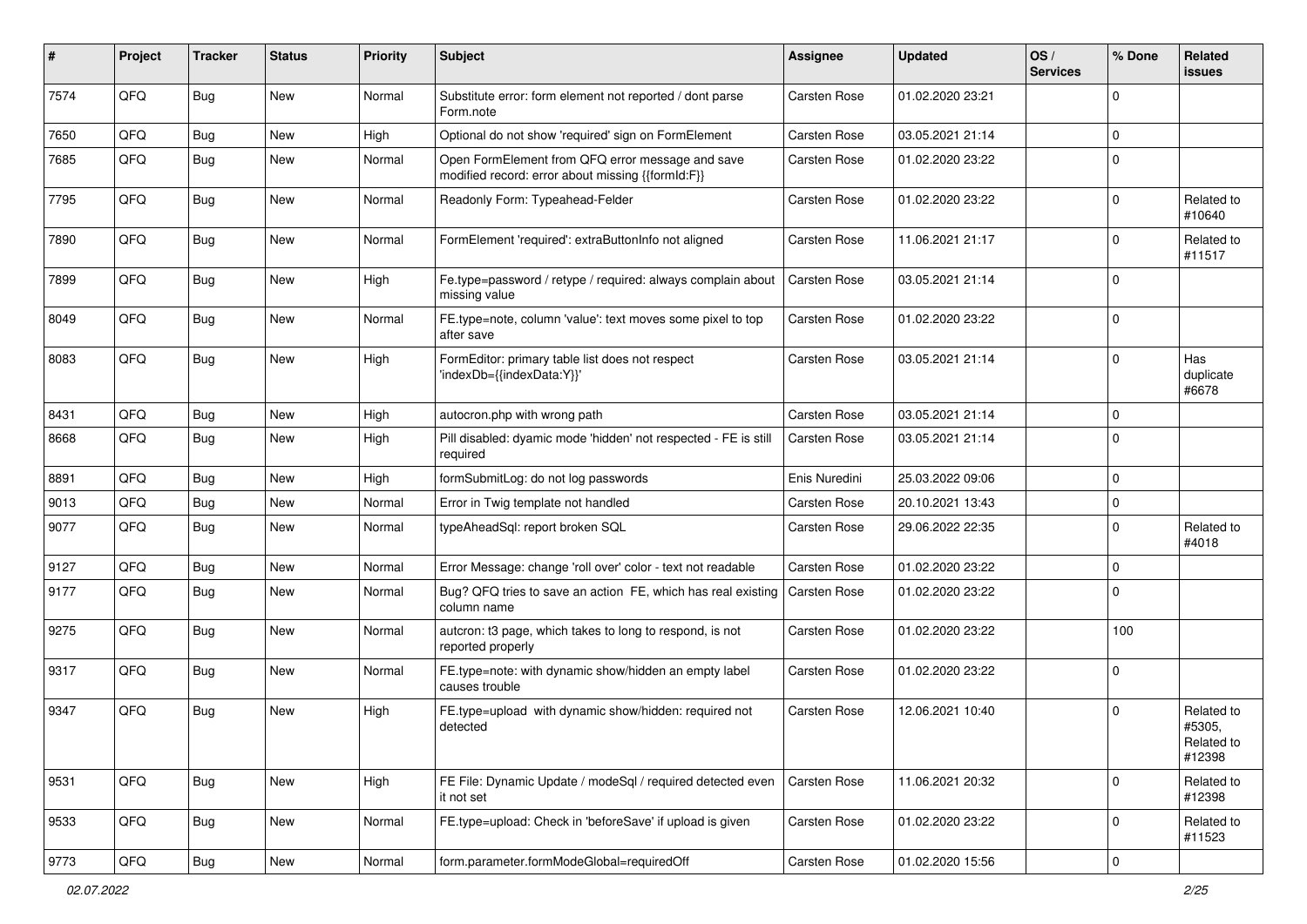| # | Project | Tracker | Status | Priority | Subject | Assignee | Updated | OS / Services | % Done | Related issues |
|---|---|---|---|---|---|---|---|---|---|---|
| 7574 | QFQ | Bug | New | Normal | Substitute error: form element not reported / dont parse Form.note | Carsten Rose | 01.02.2020 23:21 | | 0 | |
| 7650 | QFQ | Bug | New | High | Optional do not show 'required' sign on FormElement | Carsten Rose | 03.05.2021 21:14 | | 0 | |
| 7685 | QFQ | Bug | New | Normal | Open FormElement from QFQ error message and save modified record: error about missing {{formId:F}} | Carsten Rose | 01.02.2020 23:22 | | 0 | |
| 7795 | QFQ | Bug | New | Normal | Readonly Form: Typeahead-Felder | Carsten Rose | 01.02.2020 23:22 | | 0 | Related to #10640 |
| 7890 | QFQ | Bug | New | Normal | FormElement 'required': extraButtonInfo not aligned | Carsten Rose | 11.06.2021 21:17 | | 0 | Related to #11517 |
| 7899 | QFQ | Bug | New | High | Fe.type=password / retype / required: always complain about missing value | Carsten Rose | 03.05.2021 21:14 | | 0 | |
| 8049 | QFQ | Bug | New | Normal | FE.type=note, column 'value': text moves some pixel to top after save | Carsten Rose | 01.02.2020 23:22 | | 0 | |
| 8083 | QFQ | Bug | New | High | FormEditor: primary table list does not respect 'indexDb={{indexData:Y}}' | Carsten Rose | 03.05.2021 21:14 | | 0 | Has duplicate #6678 |
| 8431 | QFQ | Bug | New | High | autocron.php with wrong path | Carsten Rose | 03.05.2021 21:14 | | 0 | |
| 8668 | QFQ | Bug | New | High | Pill disabled: dyamic mode 'hidden' not respected - FE is still required | Carsten Rose | 03.05.2021 21:14 | | 0 | |
| 8891 | QFQ | Bug | New | High | formSubmitLog: do not log passwords | Enis Nuredini | 25.03.2022 09:06 | | 0 | |
| 9013 | QFQ | Bug | New | Normal | Error in Twig template not handled | Carsten Rose | 20.10.2021 13:43 | | 0 | |
| 9077 | QFQ | Bug | New | Normal | typeAheadSql: report broken SQL | Carsten Rose | 29.06.2022 22:35 | | 0 | Related to #4018 |
| 9127 | QFQ | Bug | New | Normal | Error Message: change 'roll over' color - text not readable | Carsten Rose | 01.02.2020 23:22 | | 0 | |
| 9177 | QFQ | Bug | New | Normal | Bug? QFQ tries to save an action FE, which has real existing column name | Carsten Rose | 01.02.2020 23:22 | | 0 | |
| 9275 | QFQ | Bug | New | Normal | autcron: t3 page, which takes to long to respond, is not reported properly | Carsten Rose | 01.02.2020 23:22 | | 100 | |
| 9317 | QFQ | Bug | New | Normal | FE.type=note: with dynamic show/hidden an empty label causes trouble | Carsten Rose | 01.02.2020 23:22 | | 0 | |
| 9347 | QFQ | Bug | New | High | FE.type=upload with dynamic show/hidden: required not detected | Carsten Rose | 12.06.2021 10:40 | | 0 | Related to #5305, Related to #12398 |
| 9531 | QFQ | Bug | New | High | FE File: Dynamic Update / modeSql / required detected even it not set | Carsten Rose | 11.06.2021 20:32 | | 0 | Related to #12398 |
| 9533 | QFQ | Bug | New | Normal | FE.type=upload: Check in 'beforeSave' if upload is given | Carsten Rose | 01.02.2020 23:22 | | 0 | Related to #11523 |
| 9773 | QFQ | Bug | New | Normal | form.parameter.formModeGlobal=requiredOff | Carsten Rose | 01.02.2020 15:56 | | 0 | |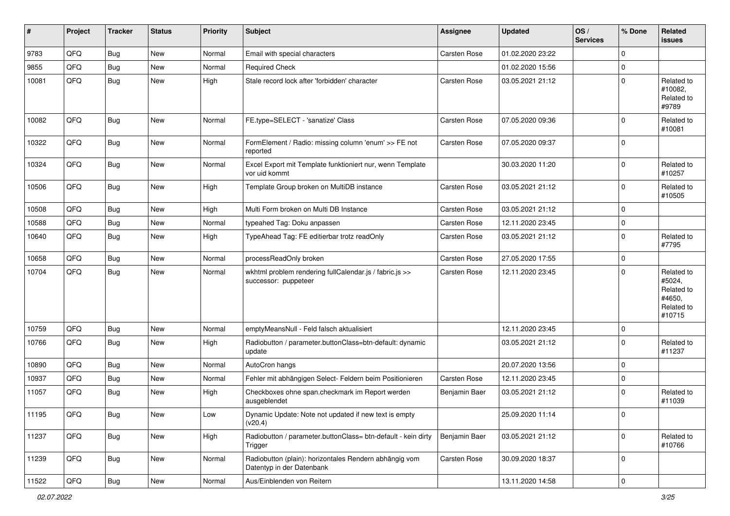| # | Project | Tracker | Status | Priority | Subject | Assignee | Updated | OS / Services | % Done | Related issues |
|---|---|---|---|---|---|---|---|---|---|---|
| 9783 | QFQ | Bug | New | Normal | Email with special characters | Carsten Rose | 01.02.2020 23:22 | | 0 | |
| 9855 | QFQ | Bug | New | Normal | Required Check | | 01.02.2020 15:56 | | 0 | |
| 10081 | QFQ | Bug | New | High | Stale record lock after 'forbidden' character | Carsten Rose | 03.05.2021 21:12 | | 0 | Related to #10082, Related to #9789 |
| 10082 | QFQ | Bug | New | Normal | FE.type=SELECT - 'sanatize' Class | Carsten Rose | 07.05.2020 09:36 | | 0 | Related to #10081 |
| 10322 | QFQ | Bug | New | Normal | FormElement / Radio: missing column 'enum' >> FE not reported | Carsten Rose | 07.05.2020 09:37 | | 0 | |
| 10324 | QFQ | Bug | New | Normal | Excel Export mit Template funktioniert nur, wenn Template vor uid kommt | | 30.03.2020 11:20 | | 0 | Related to #10257 |
| 10506 | QFQ | Bug | New | High | Template Group broken on MultiDB instance | Carsten Rose | 03.05.2021 21:12 | | 0 | Related to #10505 |
| 10508 | QFQ | Bug | New | High | Multi Form broken on Multi DB Instance | Carsten Rose | 03.05.2021 21:12 | | 0 | |
| 10588 | QFQ | Bug | New | Normal | typeahed Tag: Doku anpassen | Carsten Rose | 12.11.2020 23:45 | | 0 | |
| 10640 | QFQ | Bug | New | High | TypeAhead Tag: FE editierbar trotz readOnly | Carsten Rose | 03.05.2021 21:12 | | 0 | Related to #7795 |
| 10658 | QFQ | Bug | New | Normal | processReadOnly broken | Carsten Rose | 27.05.2020 17:55 | | 0 | |
| 10704 | QFQ | Bug | New | Normal | wkhtml problem rendering fullCalendar.js / fabric.js >> successor: puppeteer | Carsten Rose | 12.11.2020 23:45 | | 0 | Related to #5024, Related to #4650, Related to #10715 |
| 10759 | QFQ | Bug | New | Normal | emptyMeansNull - Feld falsch aktualisiert | | 12.11.2020 23:45 | | 0 | |
| 10766 | QFQ | Bug | New | High | Radiobutton / parameter.buttonClass=btn-default: dynamic update | | 03.05.2021 21:12 | | 0 | Related to #11237 |
| 10890 | QFQ | Bug | New | Normal | AutoCron hangs | | 20.07.2020 13:56 | | 0 | |
| 10937 | QFQ | Bug | New | Normal | Fehler mit abhängigen Select- Feldern beim Positionieren | Carsten Rose | 12.11.2020 23:45 | | 0 | |
| 11057 | QFQ | Bug | New | High | Checkboxes ohne span.checkmark im Report werden ausgeblendet | Benjamin Baer | 03.05.2021 21:12 | | 0 | Related to #11039 |
| 11195 | QFQ | Bug | New | Low | Dynamic Update: Note not updated if new text is empty (v20.4) | | 25.09.2020 11:14 | | 0 | |
| 11237 | QFQ | Bug | New | High | Radiobutton / parameter.buttonClass= btn-default - kein dirty Trigger | Benjamin Baer | 03.05.2021 21:12 | | 0 | Related to #10766 |
| 11239 | QFQ | Bug | New | Normal | Radiobutton (plain): horizontales Rendern abhängig vom Datentyp in der Datenbank | Carsten Rose | 30.09.2020 18:37 | | 0 | |
| 11522 | QFQ | Bug | New | Normal | Aus/Einblenden von Reitern | | 13.11.2020 14:58 | | 0 | |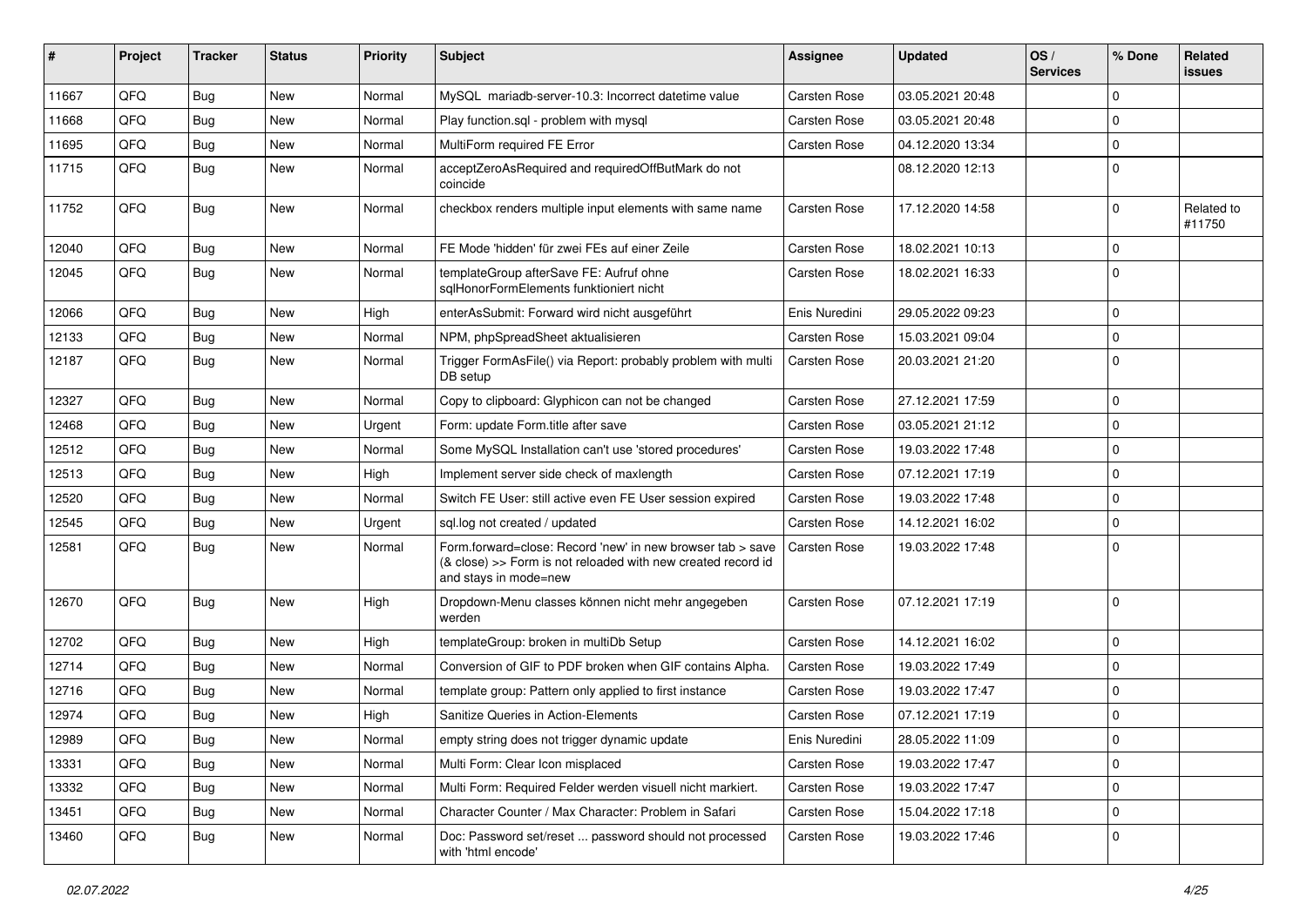| # | Project | Tracker | Status | Priority | Subject | Assignee | Updated | OS / Services | % Done | Related issues |
|---|---|---|---|---|---|---|---|---|---|---|
| 11667 | QFQ | Bug | New | Normal | MySQL mariadb-server-10.3: Incorrect datetime value | Carsten Rose | 03.05.2021 20:48 | | 0 | |
| 11668 | QFQ | Bug | New | Normal | Play function.sql - problem with mysql | Carsten Rose | 03.05.2021 20:48 | | 0 | |
| 11695 | QFQ | Bug | New | Normal | MultiForm required FE Error | Carsten Rose | 04.12.2020 13:34 | | 0 | |
| 11715 | QFQ | Bug | New | Normal | acceptZeroAsRequired and requiredOffButMark do not coincide | | 08.12.2020 12:13 | | 0 | |
| 11752 | QFQ | Bug | New | Normal | checkbox renders multiple input elements with same name | Carsten Rose | 17.12.2020 14:58 | | 0 | Related to #11750 |
| 12040 | QFQ | Bug | New | Normal | FE Mode 'hidden' für zwei FEs auf einer Zeile | Carsten Rose | 18.02.2021 10:13 | | 0 | |
| 12045 | QFQ | Bug | New | Normal | templateGroup afterSave FE: Aufruf ohne sqlHonorFormElements funktioniert nicht | Carsten Rose | 18.02.2021 16:33 | | 0 | |
| 12066 | QFQ | Bug | New | High | enterAsSubmit: Forward wird nicht ausgeführt | Enis Nuredini | 29.05.2022 09:23 | | 0 | |
| 12133 | QFQ | Bug | New | Normal | NPM, phpSpreadSheet aktualisieren | Carsten Rose | 15.03.2021 09:04 | | 0 | |
| 12187 | QFQ | Bug | New | Normal | Trigger FormAsFile() via Report: probably problem with multi DB setup | Carsten Rose | 20.03.2021 21:20 | | 0 | |
| 12327 | QFQ | Bug | New | Normal | Copy to clipboard: Glyphicon can not be changed | Carsten Rose | 27.12.2021 17:59 | | 0 | |
| 12468 | QFQ | Bug | New | Urgent | Form: update Form.title after save | Carsten Rose | 03.05.2021 21:12 | | 0 | |
| 12512 | QFQ | Bug | New | Normal | Some MySQL Installation can't use 'stored procedures' | Carsten Rose | 19.03.2022 17:48 | | 0 | |
| 12513 | QFQ | Bug | New | High | Implement server side check of maxlength | Carsten Rose | 07.12.2021 17:19 | | 0 | |
| 12520 | QFQ | Bug | New | Normal | Switch FE User: still active even FE User session expired | Carsten Rose | 19.03.2022 17:48 | | 0 | |
| 12545 | QFQ | Bug | New | Urgent | sql.log not created / updated | Carsten Rose | 14.12.2021 16:02 | | 0 | |
| 12581 | QFQ | Bug | New | Normal | Form.forward=close: Record 'new' in new browser tab > save (& close) >> Form is not reloaded with new created record id and stays in mode=new | Carsten Rose | 19.03.2022 17:48 | | 0 | |
| 12670 | QFQ | Bug | New | High | Dropdown-Menu classes können nicht mehr angegeben werden | Carsten Rose | 07.12.2021 17:19 | | 0 | |
| 12702 | QFQ | Bug | New | High | templateGroup: broken in multiDb Setup | Carsten Rose | 14.12.2021 16:02 | | 0 | |
| 12714 | QFQ | Bug | New | Normal | Conversion of GIF to PDF broken when GIF contains Alpha. | Carsten Rose | 19.03.2022 17:49 | | 0 | |
| 12716 | QFQ | Bug | New | Normal | template group: Pattern only applied to first instance | Carsten Rose | 19.03.2022 17:47 | | 0 | |
| 12974 | QFQ | Bug | New | High | Sanitize Queries in Action-Elements | Carsten Rose | 07.12.2021 17:19 | | 0 | |
| 12989 | QFQ | Bug | New | Normal | empty string does not trigger dynamic update | Enis Nuredini | 28.05.2022 11:09 | | 0 | |
| 13331 | QFQ | Bug | New | Normal | Multi Form: Clear Icon misplaced | Carsten Rose | 19.03.2022 17:47 | | 0 | |
| 13332 | QFQ | Bug | New | Normal | Multi Form: Required Felder werden visuell nicht markiert. | Carsten Rose | 19.03.2022 17:47 | | 0 | |
| 13451 | QFQ | Bug | New | Normal | Character Counter / Max Character: Problem in Safari | Carsten Rose | 15.04.2022 17:18 | | 0 | |
| 13460 | QFQ | Bug | New | Normal | Doc: Password set/reset ... password should not processed with 'html encode' | Carsten Rose | 19.03.2022 17:46 | | 0 | |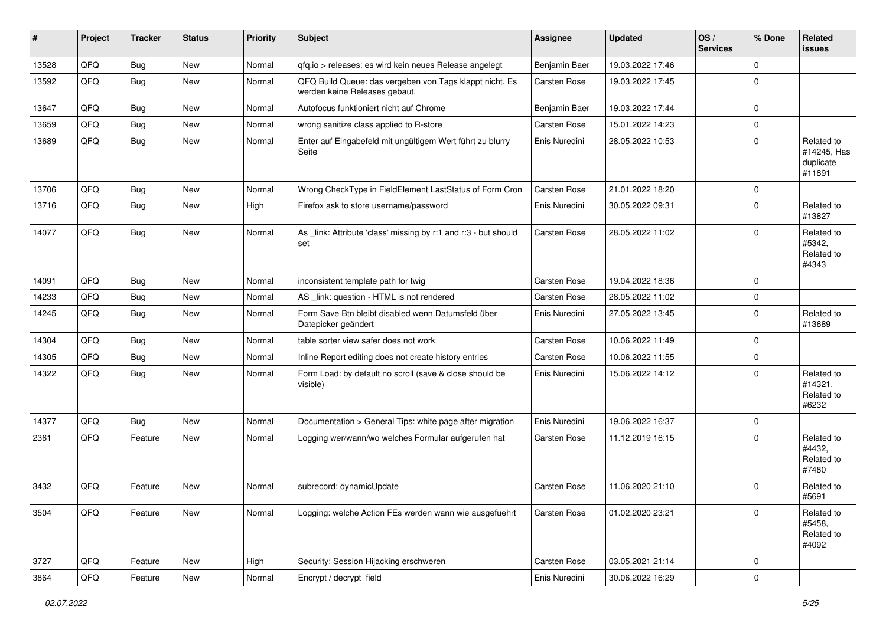| # | Project | Tracker | Status | Priority | Subject | Assignee | Updated | OS / Services | % Done | Related issues |
|---|---|---|---|---|---|---|---|---|---|---|
| 13528 | QFQ | Bug | New | Normal | qfq.io > releases: es wird kein neues Release angelegt | Benjamin Baer | 19.03.2022 17:46 | | 0 | |
| 13592 | QFQ | Bug | New | Normal | QFQ Build Queue: das vergeben von Tags klappt nicht. Es werden keine Releases gebaut. | Carsten Rose | 19.03.2022 17:45 | | 0 | |
| 13647 | QFQ | Bug | New | Normal | Autofocus funktioniert nicht auf Chrome | Benjamin Baer | 19.03.2022 17:44 | | 0 | |
| 13659 | QFQ | Bug | New | Normal | wrong sanitize class applied to R-store | Carsten Rose | 15.01.2022 14:23 | | 0 | |
| 13689 | QFQ | Bug | New | Normal | Enter auf Eingabefeld mit ungültigem Wert führt zu blurry Seite | Enis Nuredini | 28.05.2022 10:53 | | 0 | Related to #14245, Has duplicate #11891 |
| 13706 | QFQ | Bug | New | Normal | Wrong CheckType in FieldElement LastStatus of Form Cron | Carsten Rose | 21.01.2022 18:20 | | 0 | |
| 13716 | QFQ | Bug | New | High | Firefox ask to store username/password | Enis Nuredini | 30.05.2022 09:31 | | 0 | Related to #13827 |
| 14077 | QFQ | Bug | New | Normal | As _link: Attribute 'class' missing by r:1 and r:3 - but should set | Carsten Rose | 28.05.2022 11:02 | | 0 | Related to #5342, Related to #4343 |
| 14091 | QFQ | Bug | New | Normal | inconsistent template path for twig | Carsten Rose | 19.04.2022 18:36 | | 0 | |
| 14233 | QFQ | Bug | New | Normal | AS _link: question - HTML is not rendered | Carsten Rose | 28.05.2022 11:02 | | 0 | |
| 14245 | QFQ | Bug | New | Normal | Form Save Btn bleibt disabled wenn Datumsfeld über Datepicker geändert | Enis Nuredini | 27.05.2022 13:45 | | 0 | Related to #13689 |
| 14304 | QFQ | Bug | New | Normal | table sorter view safer does not work | Carsten Rose | 10.06.2022 11:49 | | 0 | |
| 14305 | QFQ | Bug | New | Normal | Inline Report editing does not create history entries | Carsten Rose | 10.06.2022 11:55 | | 0 | |
| 14322 | QFQ | Bug | New | Normal | Form Load: by default no scroll (save & close should be visible) | Enis Nuredini | 15.06.2022 14:12 | | 0 | Related to #14321, Related to #6232 |
| 14377 | QFQ | Bug | New | Normal | Documentation > General Tips: white page after migration | Enis Nuredini | 19.06.2022 16:37 | | 0 | |
| 2361 | QFQ | Feature | New | Normal | Logging wer/wann/wo welches Formular aufgerufen hat | Carsten Rose | 11.12.2019 16:15 | | 0 | Related to #4432, Related to #7480 |
| 3432 | QFQ | Feature | New | Normal | subrecord: dynamicUpdate | Carsten Rose | 11.06.2020 21:10 | | 0 | Related to #5691 |
| 3504 | QFQ | Feature | New | Normal | Logging: welche Action FEs werden wann wie ausgefuehrt | Carsten Rose | 01.02.2020 23:21 | | 0 | Related to #5458, Related to #4092 |
| 3727 | QFQ | Feature | New | High | Security: Session Hijacking erschweren | Carsten Rose | 03.05.2021 21:14 | | 0 | |
| 3864 | QFQ | Feature | New | Normal | Encrypt / decrypt field | Enis Nuredini | 30.06.2022 16:29 | | 0 | |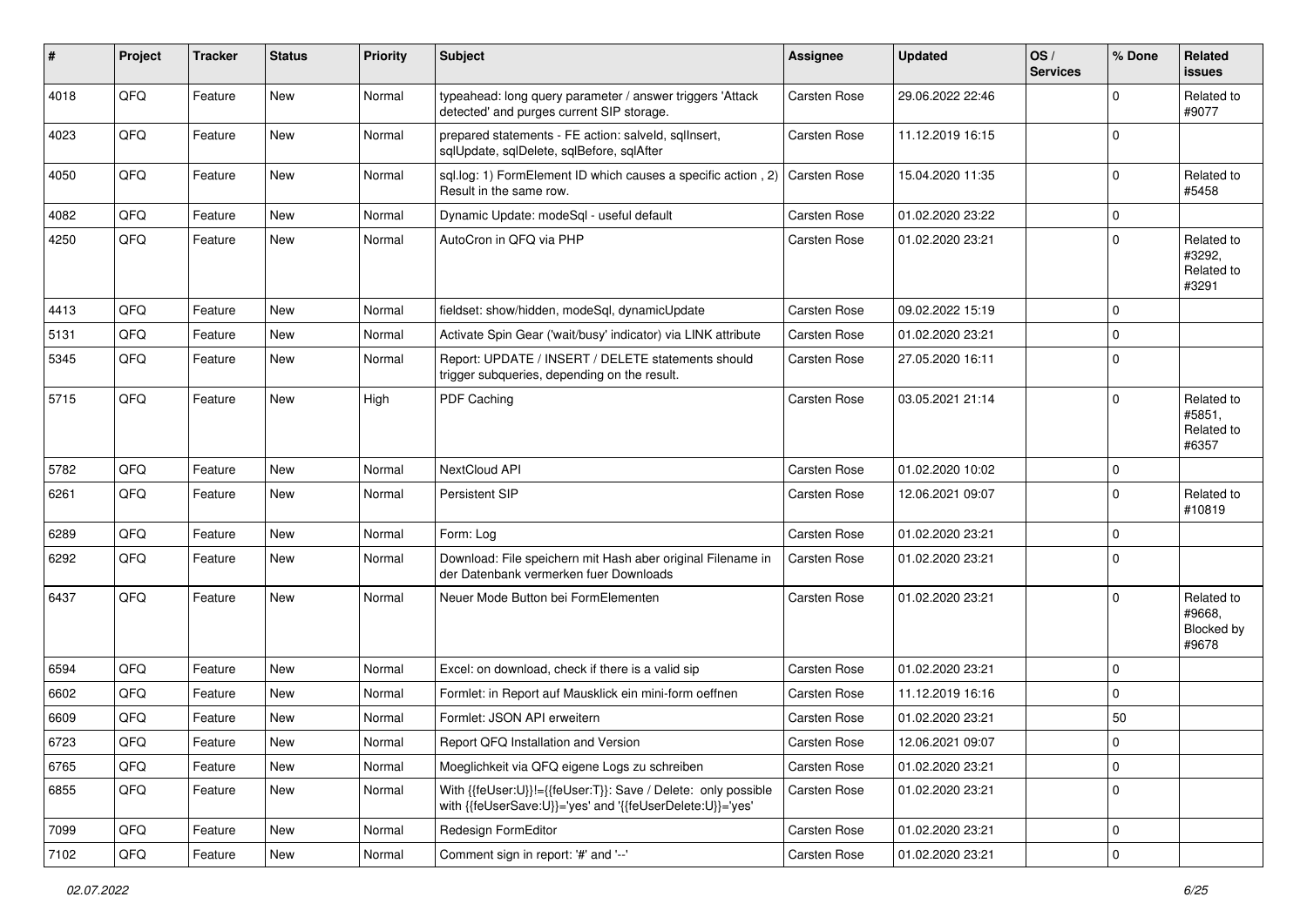| # | Project | Tracker | Status | Priority | Subject | Assignee | Updated | OS / Services | % Done | Related issues |
|---|---|---|---|---|---|---|---|---|---|---|
| 4018 | QFQ | Feature | New | Normal | typeahead: long query parameter / answer triggers 'Attack detected' and purges current SIP storage. | Carsten Rose | 29.06.2022 22:46 | | 0 | Related to #9077 |
| 4023 | QFQ | Feature | New | Normal | prepared statements - FE action: salveld, sqlInsert, sqlUpdate, sqlDelete, sqlBefore, sqlAfter | Carsten Rose | 11.12.2019 16:15 | | 0 | |
| 4050 | QFQ | Feature | New | Normal | sql.log: 1) FormElement ID which causes a specific action , 2) Result in the same row. | Carsten Rose | 15.04.2020 11:35 | | 0 | Related to #5458 |
| 4082 | QFQ | Feature | New | Normal | Dynamic Update: modeSql - useful default | Carsten Rose | 01.02.2020 23:22 | | 0 | |
| 4250 | QFQ | Feature | New | Normal | AutoCron in QFQ via PHP | Carsten Rose | 01.02.2020 23:21 | | 0 | Related to #3292, Related to #3291 |
| 4413 | QFQ | Feature | New | Normal | fieldset: show/hidden, modeSql, dynamicUpdate | Carsten Rose | 09.02.2022 15:19 | | 0 | |
| 5131 | QFQ | Feature | New | Normal | Activate Spin Gear ('wait/busy' indicator) via LINK attribute | Carsten Rose | 01.02.2020 23:21 | | 0 | |
| 5345 | QFQ | Feature | New | Normal | Report: UPDATE / INSERT / DELETE statements should trigger subqueries, depending on the result. | Carsten Rose | 27.05.2020 16:11 | | 0 | |
| 5715 | QFQ | Feature | New | High | PDF Caching | Carsten Rose | 03.05.2021 21:14 | | 0 | Related to #5851, Related to #6357 |
| 5782 | QFQ | Feature | New | Normal | NextCloud API | Carsten Rose | 01.02.2020 10:02 | | 0 | |
| 6261 | QFQ | Feature | New | Normal | Persistent SIP | Carsten Rose | 12.06.2021 09:07 | | 0 | Related to #10819 |
| 6289 | QFQ | Feature | New | Normal | Form: Log | Carsten Rose | 01.02.2020 23:21 | | 0 | |
| 6292 | QFQ | Feature | New | Normal | Download: File speichern mit Hash aber original Filename in der Datenbank vermerken fuer Downloads | Carsten Rose | 01.02.2020 23:21 | | 0 | |
| 6437 | QFQ | Feature | New | Normal | Neuer Mode Button bei FormElementen | Carsten Rose | 01.02.2020 23:21 | | 0 | Related to #9668, Blocked by #9678 |
| 6594 | QFQ | Feature | New | Normal | Excel: on download, check if there is a valid sip | Carsten Rose | 01.02.2020 23:21 | | 0 | |
| 6602 | QFQ | Feature | New | Normal | Formlet: in Report auf Mausklick ein mini-form oeffnen | Carsten Rose | 11.12.2019 16:16 | | 0 | |
| 6609 | QFQ | Feature | New | Normal | Formlet: JSON API erweitern | Carsten Rose | 01.02.2020 23:21 | | 50 | |
| 6723 | QFQ | Feature | New | Normal | Report QFQ Installation and Version | Carsten Rose | 12.06.2021 09:07 | | 0 | |
| 6765 | QFQ | Feature | New | Normal | Moeglichkeit via QFQ eigene Logs zu schreiben | Carsten Rose | 01.02.2020 23:21 | | 0 | |
| 6855 | QFQ | Feature | New | Normal | With {{feUser:U}}!={{feUser:T}}: Save / Delete: only possible with {{feUserSave:U}}='yes' and '{{feUserDelete:U}}='yes' | Carsten Rose | 01.02.2020 23:21 | | 0 | |
| 7099 | QFQ | Feature | New | Normal | Redesign FormEditor | Carsten Rose | 01.02.2020 23:21 | | 0 | |
| 7102 | QFQ | Feature | New | Normal | Comment sign in report: '#' and '--' | Carsten Rose | 01.02.2020 23:21 | | 0 | |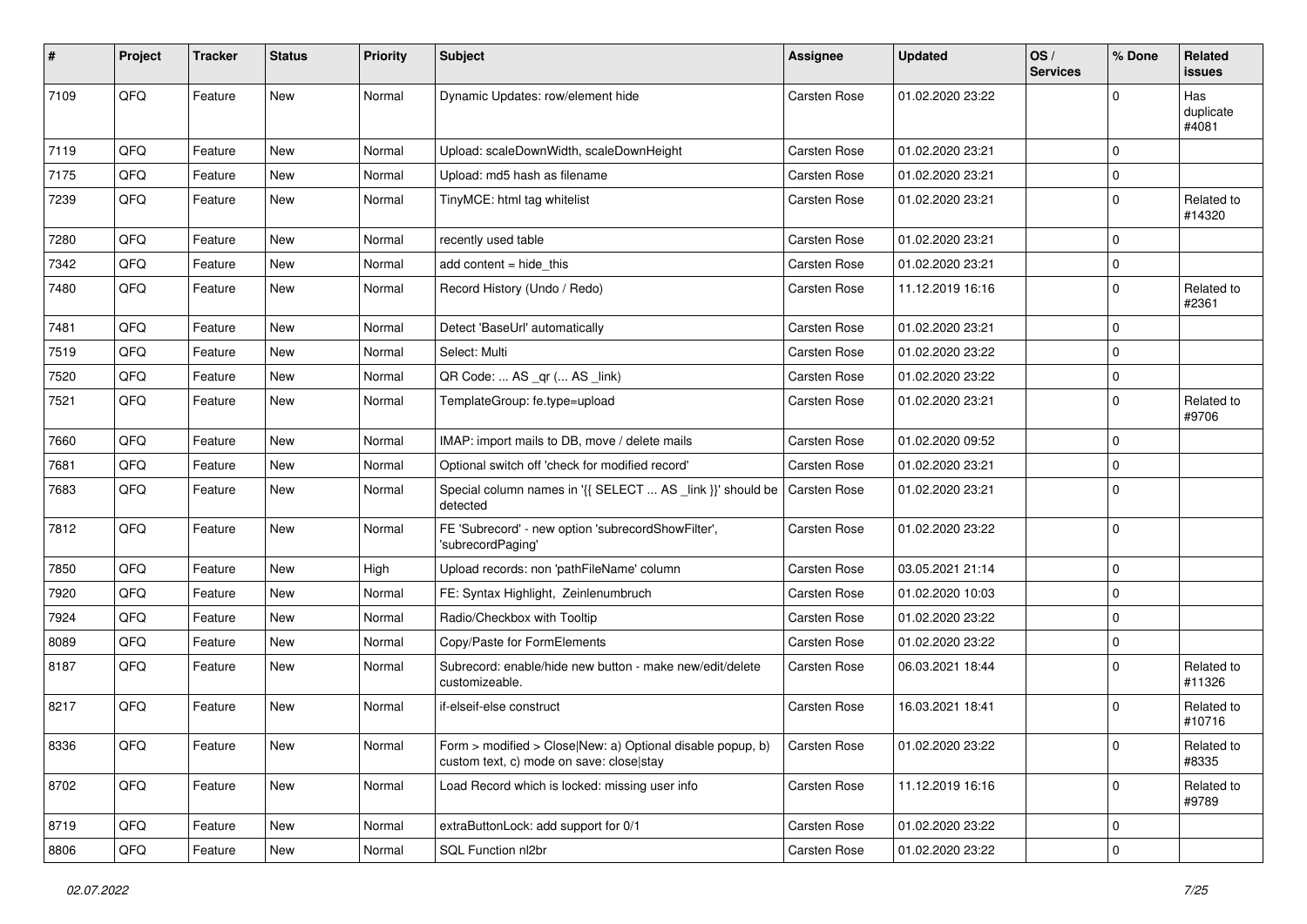| # | Project | Tracker | Status | Priority | Subject | Assignee | Updated | OS / Services | % Done | Related issues |
|---|---|---|---|---|---|---|---|---|---|---|
| 7109 | QFQ | Feature | New | Normal | Dynamic Updates: row/element hide | Carsten Rose | 01.02.2020 23:22 | | 0 | Has duplicate #4081 |
| 7119 | QFQ | Feature | New | Normal | Upload: scaleDownWidth, scaleDownHeight | Carsten Rose | 01.02.2020 23:21 | | 0 | |
| 7175 | QFQ | Feature | New | Normal | Upload: md5 hash as filename | Carsten Rose | 01.02.2020 23:21 | | 0 | |
| 7239 | QFQ | Feature | New | Normal | TinyMCE: html tag whitelist | Carsten Rose | 01.02.2020 23:21 | | 0 | Related to #14320 |
| 7280 | QFQ | Feature | New | Normal | recently used table | Carsten Rose | 01.02.2020 23:21 | | 0 | |
| 7342 | QFQ | Feature | New | Normal | add content = hide_this | Carsten Rose | 01.02.2020 23:21 | | 0 | |
| 7480 | QFQ | Feature | New | Normal | Record History (Undo / Redo) | Carsten Rose | 11.12.2019 16:16 | | 0 | Related to #2361 |
| 7481 | QFQ | Feature | New | Normal | Detect 'BaseUrl' automatically | Carsten Rose | 01.02.2020 23:21 | | 0 | |
| 7519 | QFQ | Feature | New | Normal | Select: Multi | Carsten Rose | 01.02.2020 23:22 | | 0 | |
| 7520 | QFQ | Feature | New | Normal | QR Code: ... AS _qr (... AS _link) | Carsten Rose | 01.02.2020 23:22 | | 0 | |
| 7521 | QFQ | Feature | New | Normal | TemplateGroup: fe.type=upload | Carsten Rose | 01.02.2020 23:21 | | 0 | Related to #9706 |
| 7660 | QFQ | Feature | New | Normal | IMAP: import mails to DB, move / delete mails | Carsten Rose | 01.02.2020 09:52 | | 0 | |
| 7681 | QFQ | Feature | New | Normal | Optional switch off 'check for modified record' | Carsten Rose | 01.02.2020 23:21 | | 0 | |
| 7683 | QFQ | Feature | New | Normal | Special column names in '{{ SELECT ... AS _link }}' should be detected | Carsten Rose | 01.02.2020 23:21 | | 0 | |
| 7812 | QFQ | Feature | New | Normal | FE 'Subrecord' - new option 'subrecordShowFilter', 'subrecordPaging' | Carsten Rose | 01.02.2020 23:22 | | 0 | |
| 7850 | QFQ | Feature | New | High | Upload records: non 'pathFileName' column | Carsten Rose | 03.05.2021 21:14 | | 0 | |
| 7920 | QFQ | Feature | New | Normal | FE: Syntax Highlight, Zeinlenumbruch | Carsten Rose | 01.02.2020 10:03 | | 0 | |
| 7924 | QFQ | Feature | New | Normal | Radio/Checkbox with Tooltip | Carsten Rose | 01.02.2020 23:22 | | 0 | |
| 8089 | QFQ | Feature | New | Normal | Copy/Paste for FormElements | Carsten Rose | 01.02.2020 23:22 | | 0 | |
| 8187 | QFQ | Feature | New | Normal | Subrecord: enable/hide new button - make new/edit/delete customizeable. | Carsten Rose | 06.03.2021 18:44 | | 0 | Related to #11326 |
| 8217 | QFQ | Feature | New | Normal | if-elseif-else construct | Carsten Rose | 16.03.2021 18:41 | | 0 | Related to #10716 |
| 8336 | QFQ | Feature | New | Normal | Form > modified > Close\|New: a) Optional disable popup, b) custom text, c) mode on save: close\|stay | Carsten Rose | 01.02.2020 23:22 | | 0 | Related to #8335 |
| 8702 | QFQ | Feature | New | Normal | Load Record which is locked: missing user info | Carsten Rose | 11.12.2019 16:16 | | 0 | Related to #9789 |
| 8719 | QFQ | Feature | New | Normal | extraButtonLock: add support for 0/1 | Carsten Rose | 01.02.2020 23:22 | | 0 | |
| 8806 | QFQ | Feature | New | Normal | SQL Function nl2br | Carsten Rose | 01.02.2020 23:22 | | 0 | |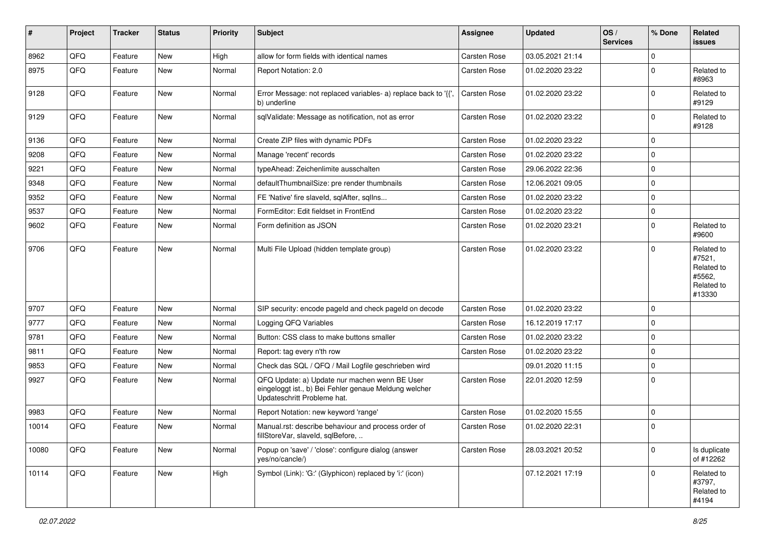| # | Project | Tracker | Status | Priority | Subject | Assignee | Updated | OS / Services | % Done | Related issues |
|---|---|---|---|---|---|---|---|---|---|---|
| 8962 | QFQ | Feature | New | High | allow for form fields with identical names | Carsten Rose | 03.05.2021 21:14 | | 0 | |
| 8975 | QFQ | Feature | New | Normal | Report Notation: 2.0 | Carsten Rose | 01.02.2020 23:22 | | 0 | Related to #8963 |
| 9128 | QFQ | Feature | New | Normal | Error Message: not replaced variables- a) replace back to '{{', b) underline | Carsten Rose | 01.02.2020 23:22 | | 0 | Related to #9129 |
| 9129 | QFQ | Feature | New | Normal | sqlValidate: Message as notification, not as error | Carsten Rose | 01.02.2020 23:22 | | 0 | Related to #9128 |
| 9136 | QFQ | Feature | New | Normal | Create ZIP files with dynamic PDFs | Carsten Rose | 01.02.2020 23:22 | | 0 | |
| 9208 | QFQ | Feature | New | Normal | Manage 'recent' records | Carsten Rose | 01.02.2020 23:22 | | 0 | |
| 9221 | QFQ | Feature | New | Normal | typeAhead: Zeichenlimite ausschalten | Carsten Rose | 29.06.2022 22:36 | | 0 | |
| 9348 | QFQ | Feature | New | Normal | defaultThumbnailSize: pre render thumbnails | Carsten Rose | 12.06.2021 09:05 | | 0 | |
| 9352 | QFQ | Feature | New | Normal | FE 'Native' fire slaveId, sqlAfter, sqlIns... | Carsten Rose | 01.02.2020 23:22 | | 0 | |
| 9537 | QFQ | Feature | New | Normal | FormEditor: Edit fieldset in FrontEnd | Carsten Rose | 01.02.2020 23:22 | | 0 | |
| 9602 | QFQ | Feature | New | Normal | Form definition as JSON | Carsten Rose | 01.02.2020 23:21 | | 0 | Related to #9600 |
| 9706 | QFQ | Feature | New | Normal | Multi File Upload (hidden template group) | Carsten Rose | 01.02.2020 23:22 | | 0 | Related to #7521, Related to #5562, Related to #13330 |
| 9707 | QFQ | Feature | New | Normal | SIP security: encode pageId and check pageId on decode | Carsten Rose | 01.02.2020 23:22 | | 0 | |
| 9777 | QFQ | Feature | New | Normal | Logging QFQ Variables | Carsten Rose | 16.12.2019 17:17 | | 0 | |
| 9781 | QFQ | Feature | New | Normal | Button: CSS class to make buttons smaller | Carsten Rose | 01.02.2020 23:22 | | 0 | |
| 9811 | QFQ | Feature | New | Normal | Report: tag every n'th row | Carsten Rose | 01.02.2020 23:22 | | 0 | |
| 9853 | QFQ | Feature | New | Normal | Check das SQL / QFQ / Mail Logfile geschrieben wird | | 09.01.2020 11:15 | | 0 | |
| 9927 | QFQ | Feature | New | Normal | QFQ Update: a) Update nur machen wenn BE User eingeloggt ist., b) Bei Fehler genaue Meldung welcher Updateschritt Probleme hat. | Carsten Rose | 22.01.2020 12:59 | | 0 | |
| 9983 | QFQ | Feature | New | Normal | Report Notation: new keyword 'range' | Carsten Rose | 01.02.2020 15:55 | | 0 | |
| 10014 | QFQ | Feature | New | Normal | Manual.rst: describe behaviour and process order of fillStoreVar, slaveId, sqlBefore, .. | Carsten Rose | 01.02.2020 22:31 | | 0 | |
| 10080 | QFQ | Feature | New | Normal | Popup on 'save' / 'close': configure dialog (answer yes/no/cancle/) | Carsten Rose | 28.03.2021 20:52 | | 0 | Is duplicate of #12262 |
| 10114 | QFQ | Feature | New | High | Symbol (Link): 'G:' (Glyphicon) replaced by 'i:' (icon) | | 07.12.2021 17:19 | | 0 | Related to #3797, Related to #4194 |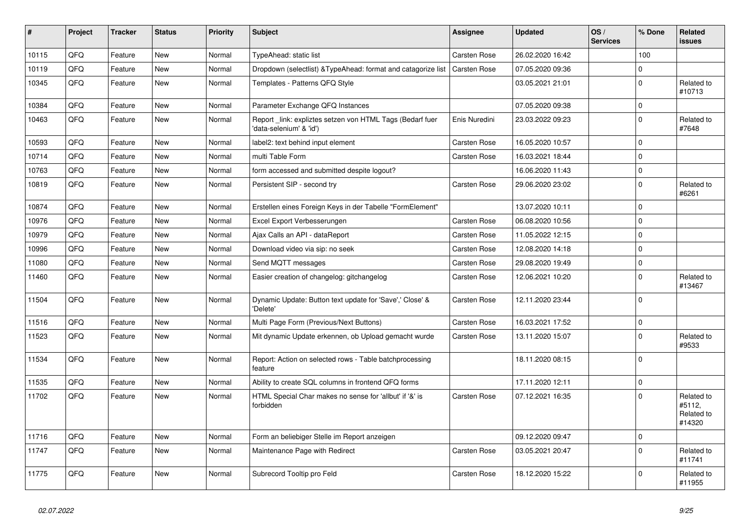| # | Project | Tracker | Status | Priority | Subject | Assignee | Updated | OS / Services | % Done | Related issues |
|---|---|---|---|---|---|---|---|---|---|---|
| 10115 | QFQ | Feature | New | Normal | TypeAhead: static list | Carsten Rose | 26.02.2020 16:42 | | 100 | |
| 10119 | QFQ | Feature | New | Normal | Dropdown (selectlist) &TypeAhead: format and catagorize list | Carsten Rose | 07.05.2020 09:36 | | 0 | |
| 10345 | QFQ | Feature | New | Normal | Templates - Patterns QFQ Style | | 03.05.2021 21:01 | | 0 | Related to #10713 |
| 10384 | QFQ | Feature | New | Normal | Parameter Exchange QFQ Instances | | 07.05.2020 09:38 | | 0 | |
| 10463 | QFQ | Feature | New | Normal | Report _link: expliztes setzen von HTML Tags (Bedarf fuer 'data-selenium' & 'id') | Enis Nuredini | 23.03.2022 09:23 | | 0 | Related to #7648 |
| 10593 | QFQ | Feature | New | Normal | label2: text behind input element | Carsten Rose | 16.05.2020 10:57 | | 0 | |
| 10714 | QFQ | Feature | New | Normal | multi Table Form | Carsten Rose | 16.03.2021 18:44 | | 0 | |
| 10763 | QFQ | Feature | New | Normal | form accessed and submitted despite logout? | | 16.06.2020 11:43 | | 0 | |
| 10819 | QFQ | Feature | New | Normal | Persistent SIP - second try | Carsten Rose | 29.06.2020 23:02 | | 0 | Related to #6261 |
| 10874 | QFQ | Feature | New | Normal | Erstellen eines Foreign Keys in der Tabelle "FormElement" | | 13.07.2020 10:11 | | 0 | |
| 10976 | QFQ | Feature | New | Normal | Excel Export Verbesserungen | Carsten Rose | 06.08.2020 10:56 | | 0 | |
| 10979 | QFQ | Feature | New | Normal | Ajax Calls an API - dataReport | Carsten Rose | 11.05.2022 12:15 | | 0 | |
| 10996 | QFQ | Feature | New | Normal | Download video via sip: no seek | Carsten Rose | 12.08.2020 14:18 | | 0 | |
| 11080 | QFQ | Feature | New | Normal | Send MQTT messages | Carsten Rose | 29.08.2020 19:49 | | 0 | |
| 11460 | QFQ | Feature | New | Normal | Easier creation of changelog: gitchangelog | Carsten Rose | 12.06.2021 10:20 | | 0 | Related to #13467 |
| 11504 | QFQ | Feature | New | Normal | Dynamic Update: Button text update for 'Save',' Close' & 'Delete' | Carsten Rose | 12.11.2020 23:44 | | 0 | |
| 11516 | QFQ | Feature | New | Normal | Multi Page Form (Previous/Next Buttons) | Carsten Rose | 16.03.2021 17:52 | | 0 | |
| 11523 | QFQ | Feature | New | Normal | Mit dynamic Update erkennen, ob Upload gemacht wurde | Carsten Rose | 13.11.2020 15:07 | | 0 | Related to #9533 |
| 11534 | QFQ | Feature | New | Normal | Report: Action on selected rows - Table batchprocessing feature | | 18.11.2020 08:15 | | 0 | |
| 11535 | QFQ | Feature | New | Normal | Ability to create SQL columns in frontend QFQ forms | | 17.11.2020 12:11 | | 0 | |
| 11702 | QFQ | Feature | New | Normal | HTML Special Char makes no sense for 'allbut' if '&' is forbidden | Carsten Rose | 07.12.2021 16:35 | | 0 | Related to #5112, Related to #14320 |
| 11716 | QFQ | Feature | New | Normal | Form an beliebiger Stelle im Report anzeigen | | 09.12.2020 09:47 | | 0 | |
| 11747 | QFQ | Feature | New | Normal | Maintenance Page with Redirect | Carsten Rose | 03.05.2021 20:47 | | 0 | Related to #11741 |
| 11775 | QFQ | Feature | New | Normal | Subrecord Tooltip pro Feld | Carsten Rose | 18.12.2020 15:22 | | 0 | Related to #11955 |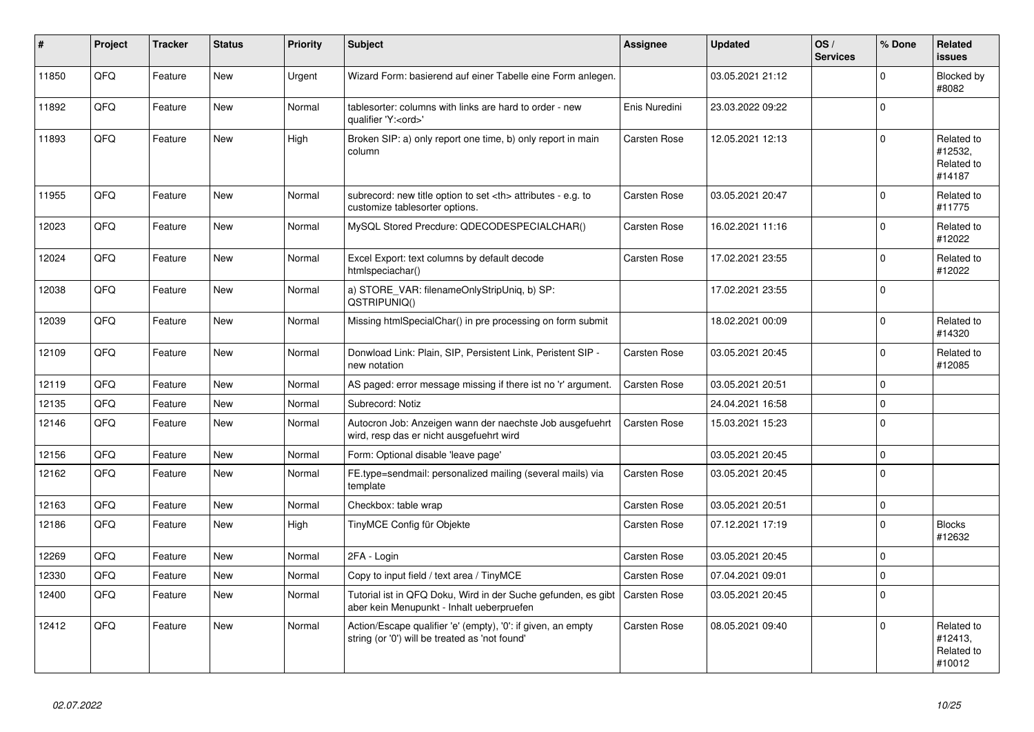| # | Project | Tracker | Status | Priority | Subject | Assignee | Updated | OS / Services | % Done | Related issues |
|---|---|---|---|---|---|---|---|---|---|---|
| 11850 | QFQ | Feature | New | Urgent | Wizard Form: basierend auf einer Tabelle eine Form anlegen. | | 03.05.2021 21:12 | | 0 | Blocked by #8082 |
| 11892 | QFQ | Feature | New | Normal | tablesorter: columns with links are hard to order - new qualifier 'Y:<ord>' | Enis Nuredini | 23.03.2022 09:22 | | 0 | |
| 11893 | QFQ | Feature | New | High | Broken SIP: a) only report one time, b) only report in main column | Carsten Rose | 12.05.2021 12:13 | | 0 | Related to #12532, Related to #14187 |
| 11955 | QFQ | Feature | New | Normal | subrecord: new title option to set <th> attributes - e.g. to customize tablesorter options. | Carsten Rose | 03.05.2021 20:47 | | 0 | Related to #11775 |
| 12023 | QFQ | Feature | New | Normal | MySQL Stored Precdure: QDECODESPECIALCHAR() | Carsten Rose | 16.02.2021 11:16 | | 0 | Related to #12022 |
| 12024 | QFQ | Feature | New | Normal | Excel Export: text columns by default decode htmlspeciachar() | Carsten Rose | 17.02.2021 23:55 | | 0 | Related to #12022 |
| 12038 | QFQ | Feature | New | Normal | a) STORE_VAR: filenameOnlyStripUniq, b) SP: QSTRIPUNIQ() | | 17.02.2021 23:55 | | 0 | |
| 12039 | QFQ | Feature | New | Normal | Missing htmlSpecialChar() in pre processing on form submit | | 18.02.2021 00:09 | | 0 | Related to #14320 |
| 12109 | QFQ | Feature | New | Normal | Donwload Link: Plain, SIP, Persistent Link, Peristent SIP - new notation | Carsten Rose | 03.05.2021 20:45 | | 0 | Related to #12085 |
| 12119 | QFQ | Feature | New | Normal | AS paged: error message missing if there ist no 'r' argument. | Carsten Rose | 03.05.2021 20:51 | | 0 | |
| 12135 | QFQ | Feature | New | Normal | Subrecord: Notiz | | 24.04.2021 16:58 | | 0 | |
| 12146 | QFQ | Feature | New | Normal | Autocron Job: Anzeigen wann der naechste Job ausgefuehrt wird, resp das er nicht ausgefuehrt wird | Carsten Rose | 15.03.2021 15:23 | | 0 | |
| 12156 | QFQ | Feature | New | Normal | Form: Optional disable 'leave page' | | 03.05.2021 20:45 | | 0 | |
| 12162 | QFQ | Feature | New | Normal | FE.type=sendmail: personalized mailing (several mails) via template | Carsten Rose | 03.05.2021 20:45 | | 0 | |
| 12163 | QFQ | Feature | New | Normal | Checkbox: table wrap | Carsten Rose | 03.05.2021 20:51 | | 0 | |
| 12186 | QFQ | Feature | New | High | TinyMCE Config für Objekte | Carsten Rose | 07.12.2021 17:19 | | 0 | Blocks #12632 |
| 12269 | QFQ | Feature | New | Normal | 2FA - Login | Carsten Rose | 03.05.2021 20:45 | | 0 | |
| 12330 | QFQ | Feature | New | Normal | Copy to input field / text area / TinyMCE | Carsten Rose | 07.04.2021 09:01 | | 0 | |
| 12400 | QFQ | Feature | New | Normal | Tutorial ist in QFQ Doku, Wird in der Suche gefunden, es gibt aber kein Menupunkt - Inhalt ueberpruefen | Carsten Rose | 03.05.2021 20:45 | | 0 | |
| 12412 | QFQ | Feature | New | Normal | Action/Escape qualifier 'e' (empty), '0': if given, an empty string (or '0') will be treated as 'not found' | Carsten Rose | 08.05.2021 09:40 | | 0 | Related to #12413, Related to #10012 |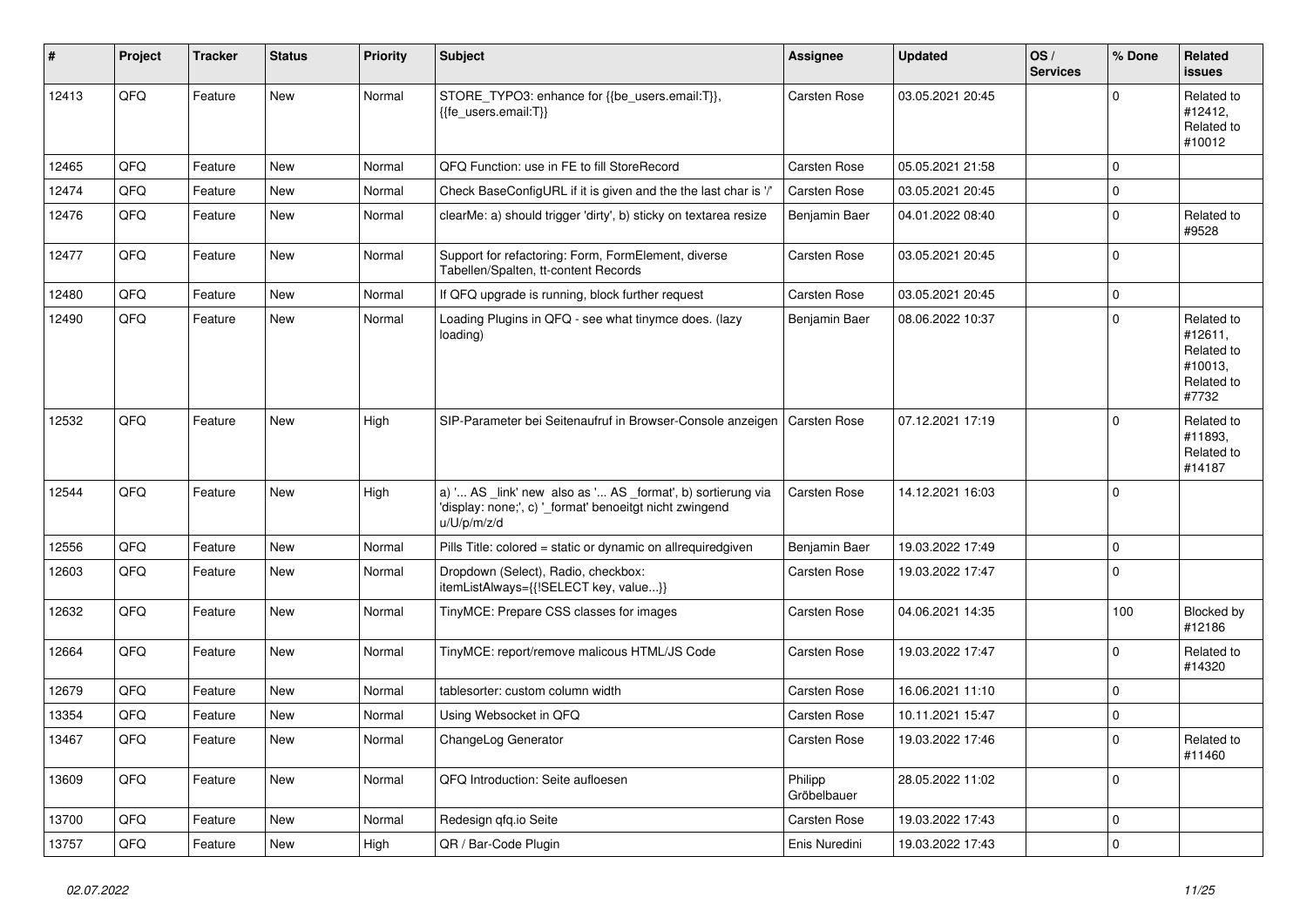| # | Project | Tracker | Status | Priority | Subject | Assignee | Updated | OS / Services | % Done | Related issues |
|---|---|---|---|---|---|---|---|---|---|---|
| 12413 | QFQ | Feature | New | Normal | STORE_TYPO3: enhance for {{be_users.email:T}}, {{fe_users.email:T}} | Carsten Rose | 03.05.2021 20:45 | | 0 | Related to #12412, Related to #10012 |
| 12465 | QFQ | Feature | New | Normal | QFQ Function: use in FE to fill StoreRecord | Carsten Rose | 05.05.2021 21:58 | | 0 | |
| 12474 | QFQ | Feature | New | Normal | Check BaseConfigURL if it is given and the the last char is '/' | Carsten Rose | 03.05.2021 20:45 | | 0 | |
| 12476 | QFQ | Feature | New | Normal | clearMe: a) should trigger 'dirty', b) sticky on textarea resize | Benjamin Baer | 04.01.2022 08:40 | | 0 | Related to #9528 |
| 12477 | QFQ | Feature | New | Normal | Support for refactoring: Form, FormElement, diverse Tabellen/Spalten, tt-content Records | Carsten Rose | 03.05.2021 20:45 | | 0 | |
| 12480 | QFQ | Feature | New | Normal | If QFQ upgrade is running, block further request | Carsten Rose | 03.05.2021 20:45 | | 0 | |
| 12490 | QFQ | Feature | New | Normal | Loading Plugins in QFQ - see what tinymce does. (lazy loading) | Benjamin Baer | 08.06.2022 10:37 | | 0 | Related to #12611, Related to #10013, Related to #7732 |
| 12532 | QFQ | Feature | New | High | SIP-Parameter bei Seitenaufruf in Browser-Console anzeigen | Carsten Rose | 07.12.2021 17:19 | | 0 | Related to #11893, Related to #14187 |
| 12544 | QFQ | Feature | New | High | a) '... AS _link' new also as '... AS _format', b) sortierung via 'display: none;', c) '_format' benoeitgt nicht zwingend u/U/p/m/z/d | Carsten Rose | 14.12.2021 16:03 | | 0 | |
| 12556 | QFQ | Feature | New | Normal | Pills Title: colored = static or dynamic on allrequiredgiven | Benjamin Baer | 19.03.2022 17:49 | | 0 | |
| 12603 | QFQ | Feature | New | Normal | Dropdown (Select), Radio, checkbox: itemListAlways={{!SELECT key, value...}} | Carsten Rose | 19.03.2022 17:47 | | 0 | |
| 12632 | QFQ | Feature | New | Normal | TinyMCE: Prepare CSS classes for images | Carsten Rose | 04.06.2021 14:35 | | 100 | Blocked by #12186 |
| 12664 | QFQ | Feature | New | Normal | TinyMCE: report/remove malicous HTML/JS Code | Carsten Rose | 19.03.2022 17:47 | | 0 | Related to #14320 |
| 12679 | QFQ | Feature | New | Normal | tablesorter: custom column width | Carsten Rose | 16.06.2021 11:10 | | 0 | |
| 13354 | QFQ | Feature | New | Normal | Using Websocket in QFQ | Carsten Rose | 10.11.2021 15:47 | | 0 | |
| 13467 | QFQ | Feature | New | Normal | ChangeLog Generator | Carsten Rose | 19.03.2022 17:46 | | 0 | Related to #11460 |
| 13609 | QFQ | Feature | New | Normal | QFQ Introduction: Seite aufloesen | Philipp Gröbelbauer | 28.05.2022 11:02 | | 0 | |
| 13700 | QFQ | Feature | New | Normal | Redesign qfq.io Seite | Carsten Rose | 19.03.2022 17:43 | | 0 | |
| 13757 | QFQ | Feature | New | High | QR / Bar-Code Plugin | Enis Nuredini | 19.03.2022 17:43 | | 0 | |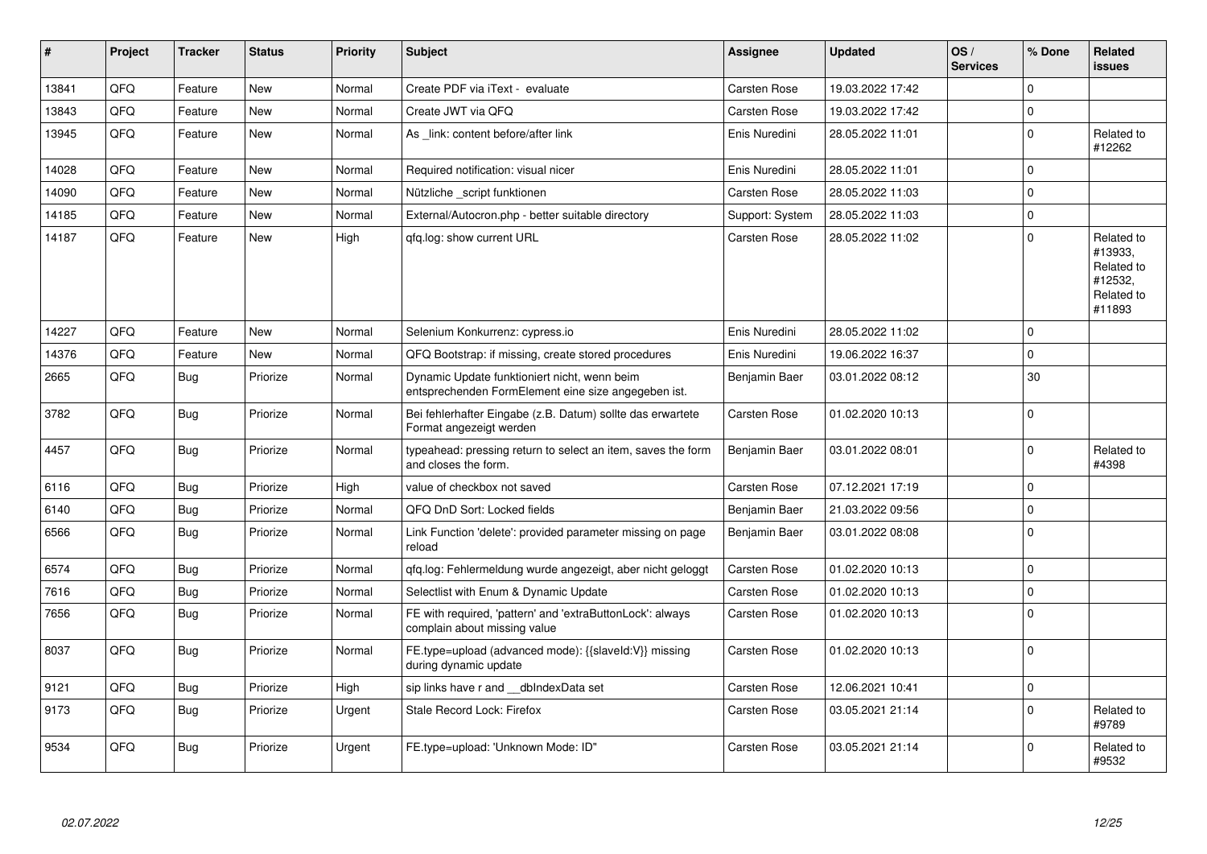| # | Project | Tracker | Status | Priority | Subject | Assignee | Updated | OS / Services | % Done | Related issues |
|---|---|---|---|---|---|---|---|---|---|---|
| 13841 | QFQ | Feature | New | Normal | Create PDF via iText - evaluate | Carsten Rose | 19.03.2022 17:42 | | 0 | |
| 13843 | QFQ | Feature | New | Normal | Create JWT via QFQ | Carsten Rose | 19.03.2022 17:42 | | 0 | |
| 13945 | QFQ | Feature | New | Normal | As _link: content before/after link | Enis Nuredini | 28.05.2022 11:01 | | 0 | Related to #12262 |
| 14028 | QFQ | Feature | New | Normal | Required notification: visual nicer | Enis Nuredini | 28.05.2022 11:01 | | 0 | |
| 14090 | QFQ | Feature | New | Normal | Nützliche _script funktionen | Carsten Rose | 28.05.2022 11:03 | | 0 | |
| 14185 | QFQ | Feature | New | Normal | External/Autocron.php - better suitable directory | Support: System | 28.05.2022 11:03 | | 0 | |
| 14187 | QFQ | Feature | New | High | qfq.log: show current URL | Carsten Rose | 28.05.2022 11:02 | | 0 | Related to #13933, Related to #12532, Related to #11893 |
| 14227 | QFQ | Feature | New | Normal | Selenium Konkurrenz: cypress.io | Enis Nuredini | 28.05.2022 11:02 | | 0 | |
| 14376 | QFQ | Feature | New | Normal | QFQ Bootstrap: if missing, create stored procedures | Enis Nuredini | 19.06.2022 16:37 | | 0 | |
| 2665 | QFQ | Bug | Priorize | Normal | Dynamic Update funktioniert nicht, wenn beim entsprechenden FormElement eine size angegeben ist. | Benjamin Baer | 03.01.2022 08:12 | | 30 | |
| 3782 | QFQ | Bug | Priorize | Normal | Bei fehlerhafter Eingabe (z.B. Datum) sollte das erwartete Format angezeigt werden | Carsten Rose | 01.02.2020 10:13 | | 0 | |
| 4457 | QFQ | Bug | Priorize | Normal | typeahead: pressing return to select an item, saves the form and closes the form. | Benjamin Baer | 03.01.2022 08:01 | | 0 | Related to #4398 |
| 6116 | QFQ | Bug | Priorize | High | value of checkbox not saved | Carsten Rose | 07.12.2021 17:19 | | 0 | |
| 6140 | QFQ | Bug | Priorize | Normal | QFQ DnD Sort: Locked fields | Benjamin Baer | 21.03.2022 09:56 | | 0 | |
| 6566 | QFQ | Bug | Priorize | Normal | Link Function 'delete': provided parameter missing on page reload | Benjamin Baer | 03.01.2022 08:08 | | 0 | |
| 6574 | QFQ | Bug | Priorize | Normal | qfq.log: Fehlermeldung wurde angezeigt, aber nicht geloggt | Carsten Rose | 01.02.2020 10:13 | | 0 | |
| 7616 | QFQ | Bug | Priorize | Normal | Selectlist with Enum & Dynamic Update | Carsten Rose | 01.02.2020 10:13 | | 0 | |
| 7656 | QFQ | Bug | Priorize | Normal | FE with required, 'pattern' and 'extraButtonLock': always complain about missing value | Carsten Rose | 01.02.2020 10:13 | | 0 | |
| 8037 | QFQ | Bug | Priorize | Normal | FE.type=upload (advanced mode): {{slaveId:V}} missing during dynamic update | Carsten Rose | 01.02.2020 10:13 | | 0 | |
| 9121 | QFQ | Bug | Priorize | High | sip links have r and __dbIndexData set | Carsten Rose | 12.06.2021 10:41 | | 0 | |
| 9173 | QFQ | Bug | Priorize | Urgent | Stale Record Lock: Firefox | Carsten Rose | 03.05.2021 21:14 | | 0 | Related to #9789 |
| 9534 | QFQ | Bug | Priorize | Urgent | FE.type=upload: 'Unknown Mode: ID" | Carsten Rose | 03.05.2021 21:14 | | 0 | Related to #9532 |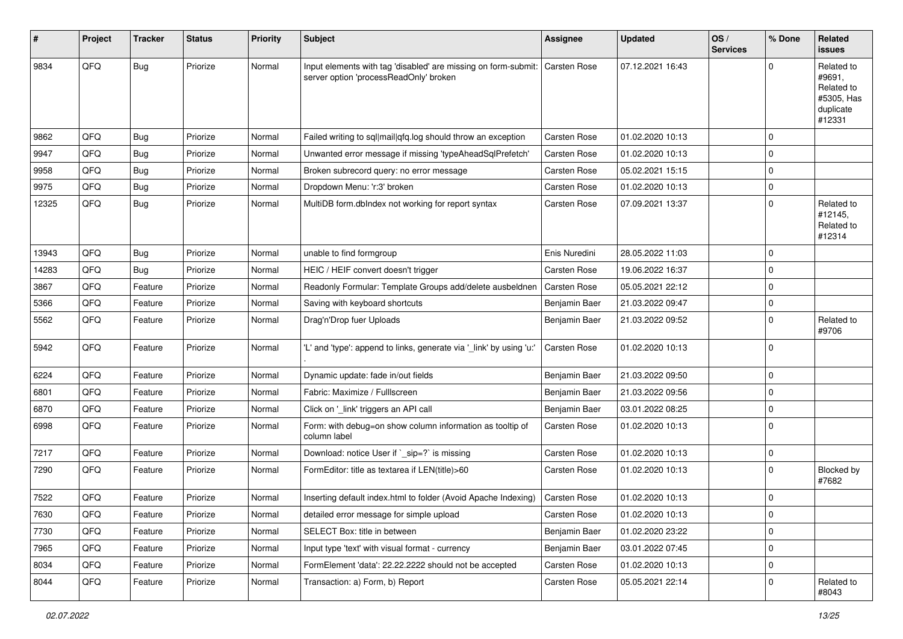| # | Project | Tracker | Status | Priority | Subject | Assignee | Updated | OS / Services | % Done | Related issues |
|---|---|---|---|---|---|---|---|---|---|---|
| 9834 | QFQ | Bug | Priorize | Normal | Input elements with tag 'disabled' are missing on form-submit: server option 'processReadOnly' broken | Carsten Rose | 07.12.2021 16:43 | | 0 | Related to #9691, Related to #5305, Has duplicate #12331 |
| 9862 | QFQ | Bug | Priorize | Normal | Failed writing to sql\|mail\|qfq.log should throw an exception | Carsten Rose | 01.02.2020 10:13 | | 0 | |
| 9947 | QFQ | Bug | Priorize | Normal | Unwanted error message if missing 'typeAheadSqlPrefetch' | Carsten Rose | 01.02.2020 10:13 | | 0 | |
| 9958 | QFQ | Bug | Priorize | Normal | Broken subrecord query: no error message | Carsten Rose | 05.02.2021 15:15 | | 0 | |
| 9975 | QFQ | Bug | Priorize | Normal | Dropdown Menu: 'r:3' broken | Carsten Rose | 01.02.2020 10:13 | | 0 | |
| 12325 | QFQ | Bug | Priorize | Normal | MultiDB form.dbIndex not working for report syntax | Carsten Rose | 07.09.2021 13:37 | | 0 | Related to #12145, Related to #12314 |
| 13943 | QFQ | Bug | Priorize | Normal | unable to find formgroup | Enis Nuredini | 28.05.2022 11:03 | | 0 | |
| 14283 | QFQ | Bug | Priorize | Normal | HEIC / HEIF convert doesn't trigger | Carsten Rose | 19.06.2022 16:37 | | 0 | |
| 3867 | QFQ | Feature | Priorize | Normal | Readonly Formular: Template Groups add/delete ausbeldnen | Carsten Rose | 05.05.2021 22:12 | | 0 | |
| 5366 | QFQ | Feature | Priorize | Normal | Saving with keyboard shortcuts | Benjamin Baer | 21.03.2022 09:47 | | 0 | |
| 5562 | QFQ | Feature | Priorize | Normal | Drag'n'Drop fuer Uploads | Benjamin Baer | 21.03.2022 09:52 | | 0 | Related to #9706 |
| 5942 | QFQ | Feature | Priorize | Normal | 'L' and 'type': append to links, generate via '_link' by using 'u:' . | Carsten Rose | 01.02.2020 10:13 | | 0 | |
| 6224 | QFQ | Feature | Priorize | Normal | Dynamic update: fade in/out fields | Benjamin Baer | 21.03.2022 09:50 | | 0 | |
| 6801 | QFQ | Feature | Priorize | Normal | Fabric: Maximize / Fulllscreen | Benjamin Baer | 21.03.2022 09:56 | | 0 | |
| 6870 | QFQ | Feature | Priorize | Normal | Click on '_link' triggers an API call | Benjamin Baer | 03.01.2022 08:25 | | 0 | |
| 6998 | QFQ | Feature | Priorize | Normal | Form: with debug=on show column information as tooltip of column label | Carsten Rose | 01.02.2020 10:13 | | 0 | |
| 7217 | QFQ | Feature | Priorize | Normal | Download: notice User if `_sip=?` is missing | Carsten Rose | 01.02.2020 10:13 | | 0 | |
| 7290 | QFQ | Feature | Priorize | Normal | FormEditor: title as textarea if LEN(title)>60 | Carsten Rose | 01.02.2020 10:13 | | 0 | Blocked by #7682 |
| 7522 | QFQ | Feature | Priorize | Normal | Inserting default index.html to folder (Avoid Apache Indexing) | Carsten Rose | 01.02.2020 10:13 | | 0 | |
| 7630 | QFQ | Feature | Priorize | Normal | detailed error message for simple upload | Carsten Rose | 01.02.2020 10:13 | | 0 | |
| 7730 | QFQ | Feature | Priorize | Normal | SELECT Box: title in between | Benjamin Baer | 01.02.2020 23:22 | | 0 | |
| 7965 | QFQ | Feature | Priorize | Normal | Input type 'text' with visual format - currency | Benjamin Baer | 03.01.2022 07:45 | | 0 | |
| 8034 | QFQ | Feature | Priorize | Normal | FormElement 'data': 22.22.2222 should not be accepted | Carsten Rose | 01.02.2020 10:13 | | 0 | |
| 8044 | QFQ | Feature | Priorize | Normal | Transaction: a) Form, b) Report | Carsten Rose | 05.05.2021 22:14 | | 0 | Related to #8043 |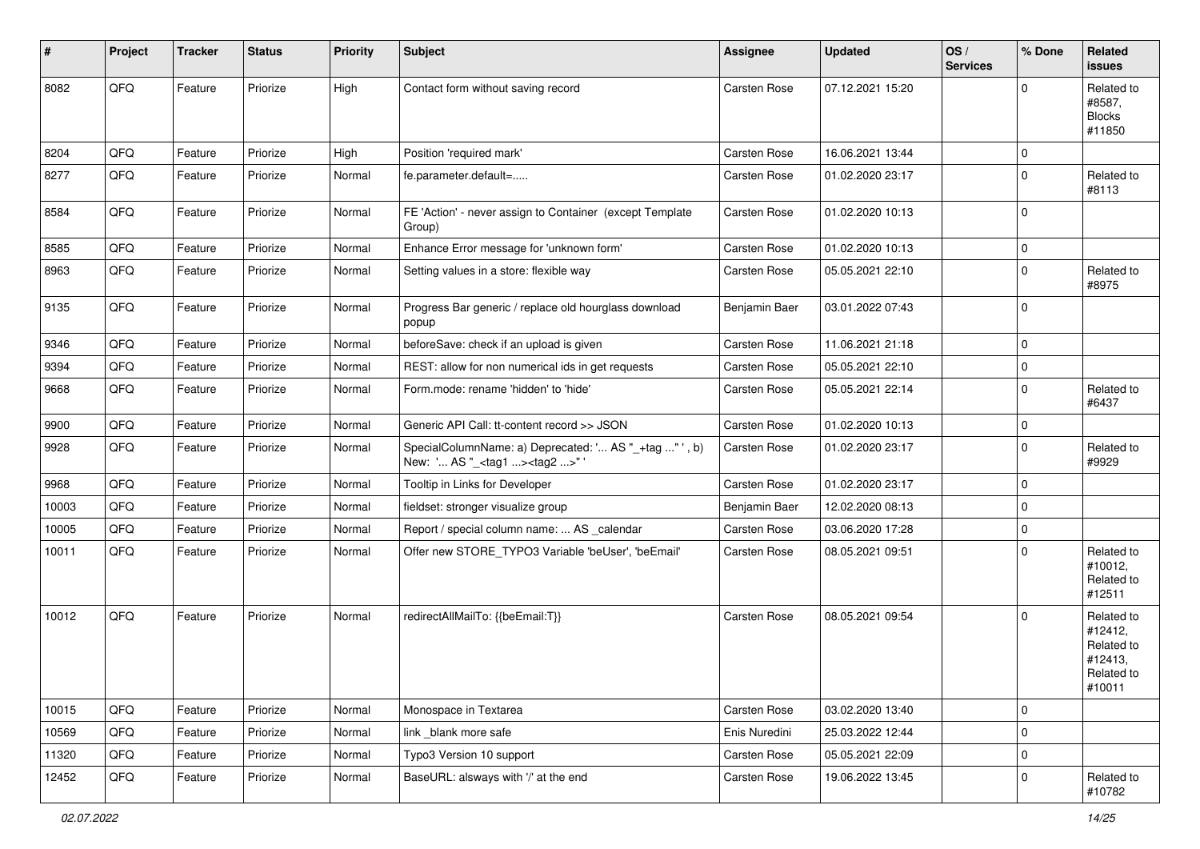| # | Project | Tracker | Status | Priority | Subject | Assignee | Updated | OS / Services | % Done | Related issues |
|---|---|---|---|---|---|---|---|---|---|---|
| 8082 | QFQ | Feature | Priorize | High | Contact form without saving record | Carsten Rose | 07.12.2021 15:20 | | 0 | Related to #8587, Blocks #11850 |
| 8204 | QFQ | Feature | Priorize | High | Position 'required mark' | Carsten Rose | 16.06.2021 13:44 | | 0 | |
| 8277 | QFQ | Feature | Priorize | Normal | fe.parameter.default=..... | Carsten Rose | 01.02.2020 23:17 | | 0 | Related to #8113 |
| 8584 | QFQ | Feature | Priorize | Normal | FE 'Action' - never assign to Container (except Template Group) | Carsten Rose | 01.02.2020 10:13 | | 0 | |
| 8585 | QFQ | Feature | Priorize | Normal | Enhance Error message for 'unknown form' | Carsten Rose | 01.02.2020 10:13 | | 0 | |
| 8963 | QFQ | Feature | Priorize | Normal | Setting values in a store: flexible way | Carsten Rose | 05.05.2021 22:10 | | 0 | Related to #8975 |
| 9135 | QFQ | Feature | Priorize | Normal | Progress Bar generic / replace old hourglass download popup | Benjamin Baer | 03.01.2022 07:43 | | 0 | |
| 9346 | QFQ | Feature | Priorize | Normal | beforeSave: check if an upload is given | Carsten Rose | 11.06.2021 21:18 | | 0 | |
| 9394 | QFQ | Feature | Priorize | Normal | REST: allow for non numerical ids in get requests | Carsten Rose | 05.05.2021 22:10 | | 0 | |
| 9668 | QFQ | Feature | Priorize | Normal | Form.mode: rename 'hidden' to 'hide' | Carsten Rose | 05.05.2021 22:14 | | 0 | Related to #6437 |
| 9900 | QFQ | Feature | Priorize | Normal | Generic API Call: tt-content record >> JSON | Carsten Rose | 01.02.2020 10:13 | | 0 | |
| 9928 | QFQ | Feature | Priorize | Normal | SpecialColumnName: a) Deprecated: '... AS "_+tag ..." ', b) New: '... AS "_<tag1 ...><tag2 ...>" ' | Carsten Rose | 01.02.2020 23:17 | | 0 | Related to #9929 |
| 9968 | QFQ | Feature | Priorize | Normal | Tooltip in Links for Developer | Carsten Rose | 01.02.2020 23:17 | | 0 | |
| 10003 | QFQ | Feature | Priorize | Normal | fieldset: stronger visualize group | Benjamin Baer | 12.02.2020 08:13 | | 0 | |
| 10005 | QFQ | Feature | Priorize | Normal | Report / special column name: ... AS _calendar | Carsten Rose | 03.06.2020 17:28 | | 0 | |
| 10011 | QFQ | Feature | Priorize | Normal | Offer new STORE_TYPO3 Variable 'beUser', 'beEmail' | Carsten Rose | 08.05.2021 09:51 | | 0 | Related to #10012, Related to #12511 |
| 10012 | QFQ | Feature | Priorize | Normal | redirectAllMailTo: {{beEmail:T}} | Carsten Rose | 08.05.2021 09:54 | | 0 | Related to #12412, Related to #12413, Related to #10011 |
| 10015 | QFQ | Feature | Priorize | Normal | Monospace in Textarea | Carsten Rose | 03.02.2020 13:40 | | 0 | |
| 10569 | QFQ | Feature | Priorize | Normal | link _blank more safe | Enis Nuredini | 25.03.2022 12:44 | | 0 | |
| 11320 | QFQ | Feature | Priorize | Normal | Typo3 Version 10 support | Carsten Rose | 05.05.2021 22:09 | | 0 | |
| 12452 | QFQ | Feature | Priorize | Normal | BaseURL: alsways with '/' at the end | Carsten Rose | 19.06.2022 13:45 | | 0 | Related to #10782 |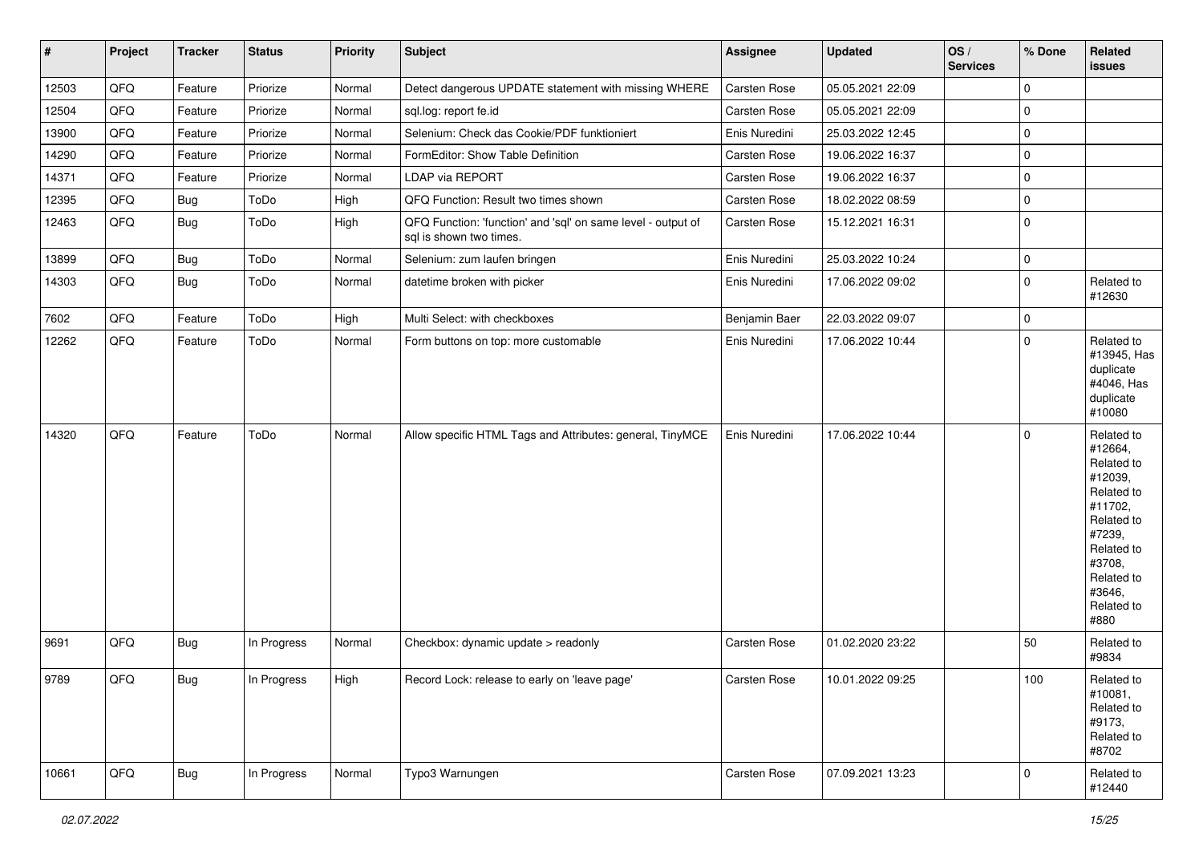| # | Project | Tracker | Status | Priority | Subject | Assignee | Updated | OS / Services | % Done | Related issues |
|---|---|---|---|---|---|---|---|---|---|---|
| 12503 | QFQ | Feature | Priorize | Normal | Detect dangerous UPDATE statement with missing WHERE | Carsten Rose | 05.05.2021 22:09 | | 0 | |
| 12504 | QFQ | Feature | Priorize | Normal | sql.log: report fe.id | Carsten Rose | 05.05.2021 22:09 | | 0 | |
| 13900 | QFQ | Feature | Priorize | Normal | Selenium: Check das Cookie/PDF funktioniert | Enis Nuredini | 25.03.2022 12:45 | | 0 | |
| 14290 | QFQ | Feature | Priorize | Normal | FormEditor: Show Table Definition | Carsten Rose | 19.06.2022 16:37 | | 0 | |
| 14371 | QFQ | Feature | Priorize | Normal | LDAP via REPORT | Carsten Rose | 19.06.2022 16:37 | | 0 | |
| 12395 | QFQ | Bug | ToDo | High | QFQ Function: Result two times shown | Carsten Rose | 18.02.2022 08:59 | | 0 | |
| 12463 | QFQ | Bug | ToDo | High | QFQ Function: 'function' and 'sql' on same level - output of sql is shown two times. | Carsten Rose | 15.12.2021 16:31 | | 0 | |
| 13899 | QFQ | Bug | ToDo | Normal | Selenium: zum laufen bringen | Enis Nuredini | 25.03.2022 10:24 | | 0 | |
| 14303 | QFQ | Bug | ToDo | Normal | datetime broken with picker | Enis Nuredini | 17.06.2022 09:02 | | 0 | Related to #12630 |
| 7602 | QFQ | Feature | ToDo | High | Multi Select: with checkboxes | Benjamin Baer | 22.03.2022 09:07 | | 0 | |
| 12262 | QFQ | Feature | ToDo | Normal | Form buttons on top: more customable | Enis Nuredini | 17.06.2022 10:44 | | 0 | Related to #13945, Has duplicate #4046, Has duplicate #10080 |
| 14320 | QFQ | Feature | ToDo | Normal | Allow specific HTML Tags and Attributes: general, TinyMCE | Enis Nuredini | 17.06.2022 10:44 | | 0 | Related to #12664, Related to #12039, Related to #11702, Related to #7239, Related to #3708, Related to #3646, Related to #880 |
| 9691 | QFQ | Bug | In Progress | Normal | Checkbox: dynamic update > readonly | Carsten Rose | 01.02.2020 23:22 | | 50 | Related to #9834 |
| 9789 | QFQ | Bug | In Progress | High | Record Lock: release to early on 'leave page' | Carsten Rose | 10.01.2022 09:25 | | 100 | Related to #10081, Related to #9173, Related to #8702 |
| 10661 | QFQ | Bug | In Progress | Normal | Typo3 Warnungen | Carsten Rose | 07.09.2021 13:23 | | 0 | Related to #12440 |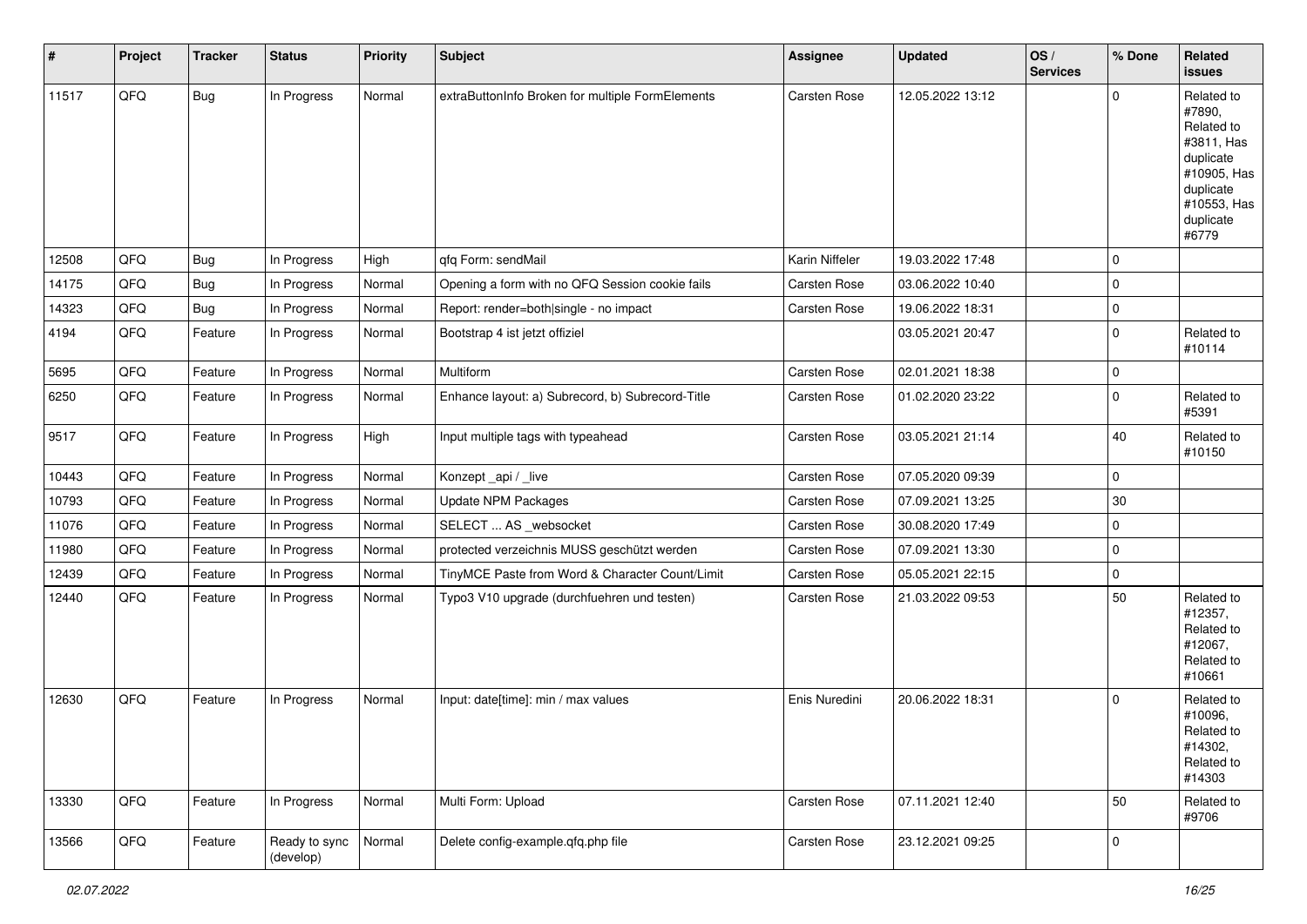| # | Project | Tracker | Status | Priority | Subject | Assignee | Updated | OS / Services | % Done | Related issues |
|---|---|---|---|---|---|---|---|---|---|---|
| 11517 | QFQ | Bug | In Progress | Normal | extraButtonInfo Broken for multiple FormElements | Carsten Rose | 12.05.2022 13:12 | | 0 | Related to #7890, Related to #3811, Has duplicate #10905, Has duplicate #10553, Has duplicate #6779 |
| 12508 | QFQ | Bug | In Progress | High | qfq Form: sendMail | Karin Niffeler | 19.03.2022 17:48 | | 0 | |
| 14175 | QFQ | Bug | In Progress | Normal | Opening a form with no QFQ Session cookie fails | Carsten Rose | 03.06.2022 10:40 | | 0 | |
| 14323 | QFQ | Bug | In Progress | Normal | Report: render=both\|single - no impact | Carsten Rose | 19.06.2022 18:31 | | 0 | |
| 4194 | QFQ | Feature | In Progress | Normal | Bootstrap 4 ist jetzt offiziel | | 03.05.2021 20:47 | | 0 | Related to #10114 |
| 5695 | QFQ | Feature | In Progress | Normal | Multiform | Carsten Rose | 02.01.2021 18:38 | | 0 | |
| 6250 | QFQ | Feature | In Progress | Normal | Enhance layout: a) Subrecord, b) Subrecord-Title | Carsten Rose | 01.02.2020 23:22 | | 0 | Related to #5391 |
| 9517 | QFQ | Feature | In Progress | High | Input multiple tags with typeahead | Carsten Rose | 03.05.2021 21:14 | | 40 | Related to #10150 |
| 10443 | QFQ | Feature | In Progress | Normal | Konzept _api / _live | Carsten Rose | 07.05.2020 09:39 | | 0 | |
| 10793 | QFQ | Feature | In Progress | Normal | Update NPM Packages | Carsten Rose | 07.09.2021 13:25 | | 30 | |
| 11076 | QFQ | Feature | In Progress | Normal | SELECT ... AS _websocket | Carsten Rose | 30.08.2020 17:49 | | 0 | |
| 11980 | QFQ | Feature | In Progress | Normal | protected verzeichnis MUSS geschützt werden | Carsten Rose | 07.09.2021 13:30 | | 0 | |
| 12439 | QFQ | Feature | In Progress | Normal | TinyMCE Paste from Word & Character Count/Limit | Carsten Rose | 05.05.2021 22:15 | | 0 | |
| 12440 | QFQ | Feature | In Progress | Normal | Typo3 V10 upgrade (durchfuehren und testen) | Carsten Rose | 21.03.2022 09:53 | | 50 | Related to #12357, Related to #12067, Related to #10661 |
| 12630 | QFQ | Feature | In Progress | Normal | Input: date[time]: min / max values | Enis Nuredini | 20.06.2022 18:31 | | 0 | Related to #10096, Related to #14302, Related to #14303 |
| 13330 | QFQ | Feature | In Progress | Normal | Multi Form: Upload | Carsten Rose | 07.11.2021 12:40 | | 50 | Related to #9706 |
| 13566 | QFQ | Feature | Ready to sync (develop) | Normal | Delete config-example.qfq.php file | Carsten Rose | 23.12.2021 09:25 | | 0 | |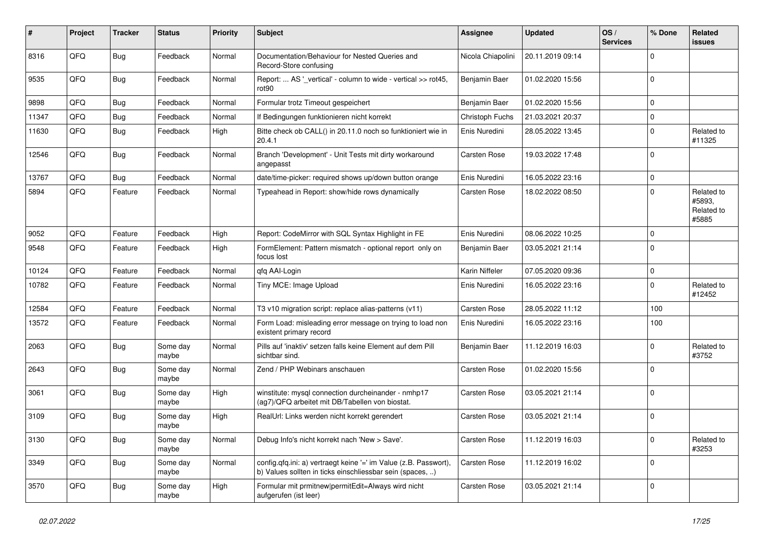| # | Project | Tracker | Status | Priority | Subject | Assignee | Updated | OS / Services | % Done | Related issues |
|---|---|---|---|---|---|---|---|---|---|---|
| 8316 | QFQ | Bug | Feedback | Normal | Documentation/Behaviour for Nested Queries and Record-Store confusing | Nicola Chiapolini | 20.11.2019 09:14 | | 0 | |
| 9535 | QFQ | Bug | Feedback | Normal | Report: ... AS '_vertical' - column to wide - vertical >> rot45, rot90 | Benjamin Baer | 01.02.2020 15:56 | | 0 | |
| 9898 | QFQ | Bug | Feedback | Normal | Formular trotz Timeout gespeichert | Benjamin Baer | 01.02.2020 15:56 | | 0 | |
| 11347 | QFQ | Bug | Feedback | Normal | If Bedingungen funktionieren nicht korrekt | Christoph Fuchs | 21.03.2021 20:37 | | 0 | |
| 11630 | QFQ | Bug | Feedback | High | Bitte check ob CALL() in 20.11.0 noch so funktioniert wie in 20.4.1 | Enis Nuredini | 28.05.2022 13:45 | | 0 | Related to #11325 |
| 12546 | QFQ | Bug | Feedback | Normal | Branch 'Development' - Unit Tests mit dirty workaround angepasst | Carsten Rose | 19.03.2022 17:48 | | 0 | |
| 13767 | QFQ | Bug | Feedback | Normal | date/time-picker: required shows up/down button orange | Enis Nuredini | 16.05.2022 23:16 | | 0 | |
| 5894 | QFQ | Feature | Feedback | Normal | Typeahead in Report: show/hide rows dynamically | Carsten Rose | 18.02.2022 08:50 | | 0 | Related to #5893, Related to #5885 |
| 9052 | QFQ | Feature | Feedback | High | Report: CodeMirror with SQL Syntax Highlight in FE | Enis Nuredini | 08.06.2022 10:25 | | 0 | |
| 9548 | QFQ | Feature | Feedback | High | FormElement: Pattern mismatch - optional report only on focus lost | Benjamin Baer | 03.05.2021 21:14 | | 0 | |
| 10124 | QFQ | Feature | Feedback | Normal | qfq AAI-Login | Karin Niffeler | 07.05.2020 09:36 | | 0 | |
| 10782 | QFQ | Feature | Feedback | Normal | Tiny MCE: Image Upload | Enis Nuredini | 16.05.2022 23:16 | | 0 | Related to #12452 |
| 12584 | QFQ | Feature | Feedback | Normal | T3 v10 migration script: replace alias-patterns (v11) | Carsten Rose | 28.05.2022 11:12 | | 100 | |
| 13572 | QFQ | Feature | Feedback | Normal | Form Load: misleading error message on trying to load non existent primary record | Enis Nuredini | 16.05.2022 23:16 | | 100 | |
| 2063 | QFQ | Bug | Some day maybe | Normal | Pills auf 'inaktiv' setzen falls keine Element auf dem Pill sichtbar sind. | Benjamin Baer | 11.12.2019 16:03 | | 0 | Related to #3752 |
| 2643 | QFQ | Bug | Some day maybe | Normal | Zend / PHP Webinars anschauen | Carsten Rose | 01.02.2020 15:56 | | 0 | |
| 3061 | QFQ | Bug | Some day maybe | High | winstitute: mysql connection durcheinander - nmhp17 (ag7)/QFQ arbeitet mit DB/Tabellen von biostat. | Carsten Rose | 03.05.2021 21:14 | | 0 | |
| 3109 | QFQ | Bug | Some day maybe | High | RealUrl: Links werden nicht korrekt gerendert | Carsten Rose | 03.05.2021 21:14 | | 0 | |
| 3130 | QFQ | Bug | Some day maybe | Normal | Debug Info's nicht korrekt nach 'New > Save'. | Carsten Rose | 11.12.2019 16:03 | | 0 | Related to #3253 |
| 3349 | QFQ | Bug | Some day maybe | Normal | config.qfq.ini: a) vertraegt keine '=' im Value (z.B. Passwort), b) Values sollten in ticks einschliessbar sein (spaces, ..) | Carsten Rose | 11.12.2019 16:02 | | 0 | |
| 3570 | QFQ | Bug | Some day maybe | High | Formular mit prmitnew\|permitEdit=Always wird nicht aufgerufen (ist leer) | Carsten Rose | 03.05.2021 21:14 | | 0 | |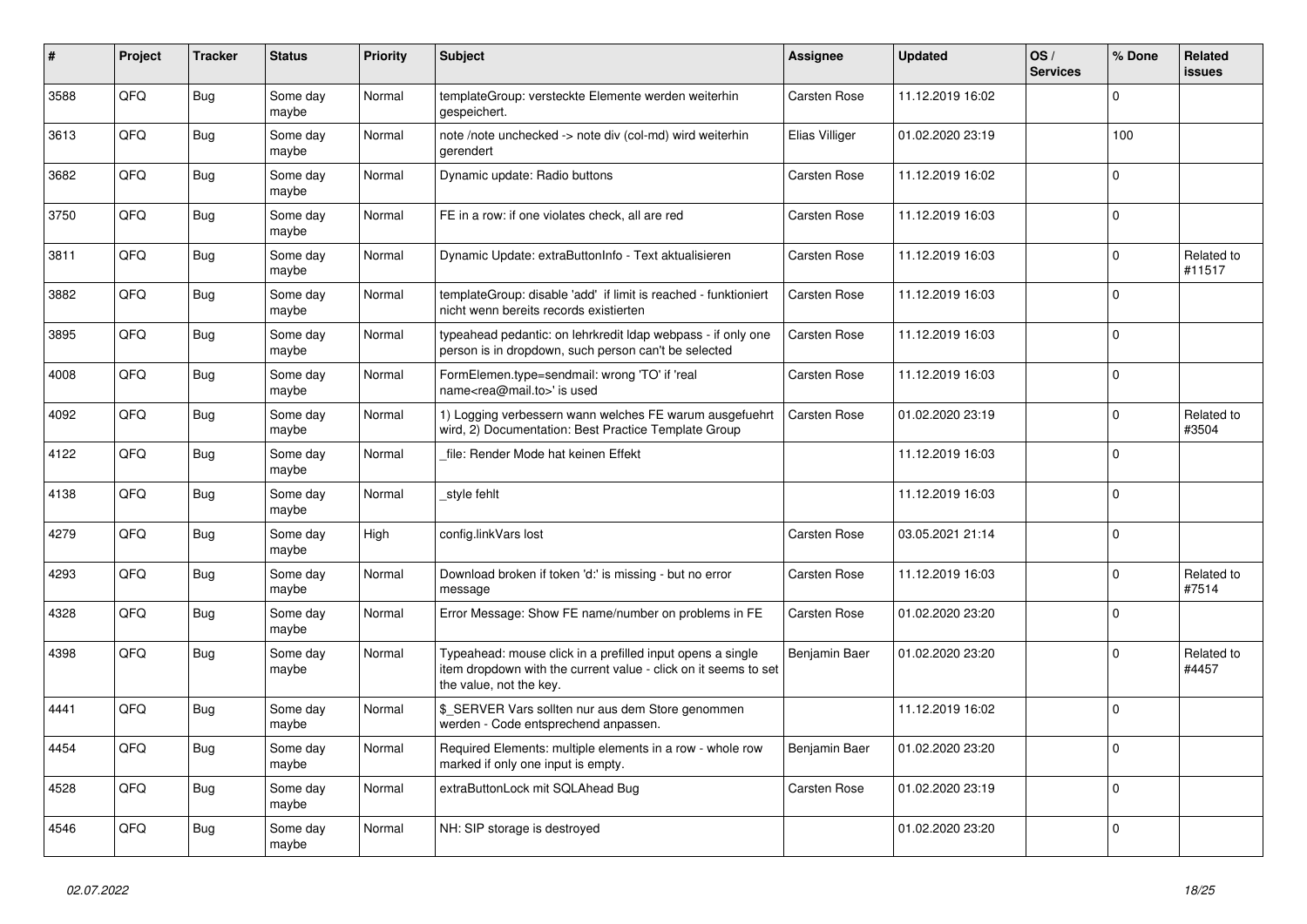| # | Project | Tracker | Status | Priority | Subject | Assignee | Updated | OS / Services | % Done | Related issues |
|---|---|---|---|---|---|---|---|---|---|---|
| 3588 | QFQ | Bug | Some day maybe | Normal | templateGroup: versteckte Elemente werden weiterhin gespeichert. | Carsten Rose | 11.12.2019 16:02 | | 0 | |
| 3613 | QFQ | Bug | Some day maybe | Normal | note /note unchecked -> note div (col-md) wird weiterhin gerendert | Elias Villiger | 01.02.2020 23:19 | | 100 | |
| 3682 | QFQ | Bug | Some day maybe | Normal | Dynamic update: Radio buttons | Carsten Rose | 11.12.2019 16:02 | | 0 | |
| 3750 | QFQ | Bug | Some day maybe | Normal | FE in a row: if one violates check, all are red | Carsten Rose | 11.12.2019 16:03 | | 0 | |
| 3811 | QFQ | Bug | Some day maybe | Normal | Dynamic Update: extraButtonInfo - Text aktualisieren | Carsten Rose | 11.12.2019 16:03 | | 0 | Related to #11517 |
| 3882 | QFQ | Bug | Some day maybe | Normal | templateGroup: disable 'add' if limit is reached - funktioniert nicht wenn bereits records existierten | Carsten Rose | 11.12.2019 16:03 | | 0 | |
| 3895 | QFQ | Bug | Some day maybe | Normal | typeahead pedantic: on lehrkredit ldap webpass - if only one person is in dropdown, such person can't be selected | Carsten Rose | 11.12.2019 16:03 | | 0 | |
| 4008 | QFQ | Bug | Some day maybe | Normal | FormElemen.type=sendmail: wrong 'TO' if 'real name<rea@mail.to>' is used | Carsten Rose | 11.12.2019 16:03 | | 0 | |
| 4092 | QFQ | Bug | Some day maybe | Normal | 1) Logging verbessern wann welches FE warum ausgefuehrt wird, 2) Documentation: Best Practice Template Group | Carsten Rose | 01.02.2020 23:19 | | 0 | Related to #3504 |
| 4122 | QFQ | Bug | Some day maybe | Normal | _file: Render Mode hat keinen Effekt | | 11.12.2019 16:03 | | 0 | |
| 4138 | QFQ | Bug | Some day maybe | Normal | _style fehlt | | 11.12.2019 16:03 | | 0 | |
| 4279 | QFQ | Bug | Some day maybe | High | config.linkVars lost | Carsten Rose | 03.05.2021 21:14 | | 0 | |
| 4293 | QFQ | Bug | Some day maybe | Normal | Download broken if token 'd:' is missing - but no error message | Carsten Rose | 11.12.2019 16:03 | | 0 | Related to #7514 |
| 4328 | QFQ | Bug | Some day maybe | Normal | Error Message: Show FE name/number on problems in FE | Carsten Rose | 01.02.2020 23:20 | | 0 | |
| 4398 | QFQ | Bug | Some day maybe | Normal | Typeahead: mouse click in a prefilled input opens a single item dropdown with the current value - click on it seems to set the value, not the key. | Benjamin Baer | 01.02.2020 23:20 | | 0 | Related to #4457 |
| 4441 | QFQ | Bug | Some day maybe | Normal | $_SERVER Vars sollten nur aus dem Store genommen werden - Code entsprechend anpassen. | | 11.12.2019 16:02 | | 0 | |
| 4454 | QFQ | Bug | Some day maybe | Normal | Required Elements: multiple elements in a row - whole row marked if only one input is empty. | Benjamin Baer | 01.02.2020 23:20 | | 0 | |
| 4528 | QFQ | Bug | Some day maybe | Normal | extraButtonLock mit SQLAhead Bug | Carsten Rose | 01.02.2020 23:19 | | 0 | |
| 4546 | QFQ | Bug | Some day maybe | Normal | NH: SIP storage is destroyed | | 01.02.2020 23:20 | | 0 | |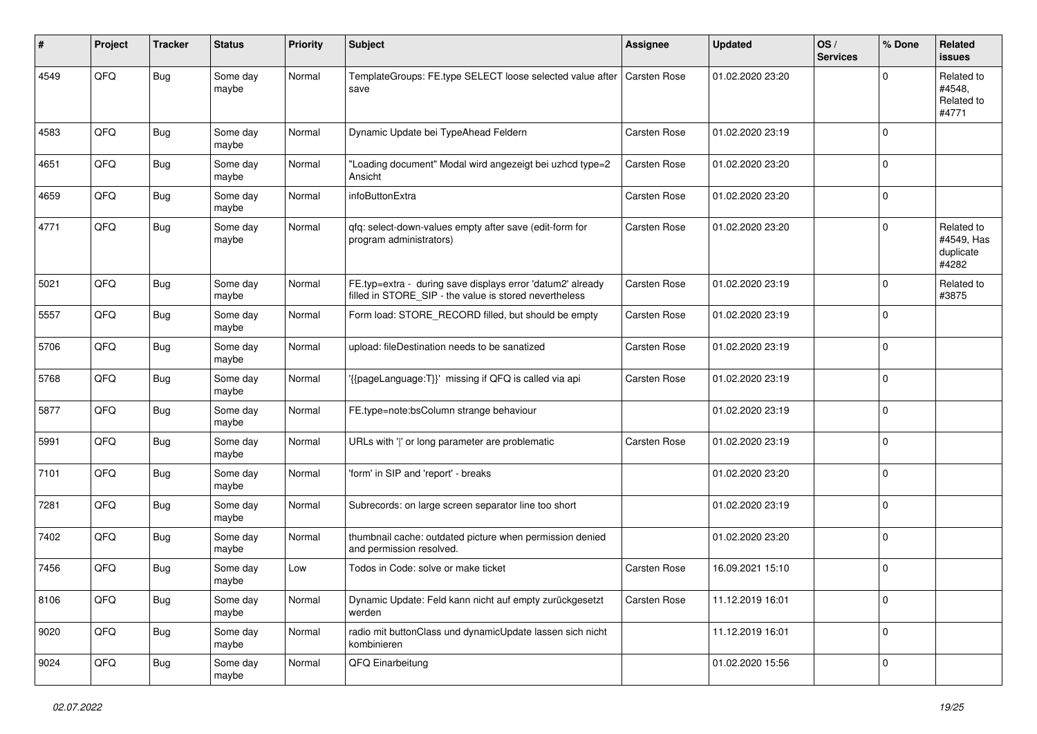| # | Project | Tracker | Status | Priority | Subject | Assignee | Updated | OS / Services | % Done | Related issues |
|---|---|---|---|---|---|---|---|---|---|---|
| 4549 | QFQ | Bug | Some day maybe | Normal | TemplateGroups: FE.type SELECT loose selected value after save | Carsten Rose | 01.02.2020 23:20 | | 0 | Related to #4548, Related to #4771 |
| 4583 | QFQ | Bug | Some day maybe | Normal | Dynamic Update bei TypeAhead Feldern | Carsten Rose | 01.02.2020 23:19 | | 0 | |
| 4651 | QFQ | Bug | Some day maybe | Normal | "Loading document" Modal wird angezeigt bei uzhcd type=2 Ansicht | Carsten Rose | 01.02.2020 23:20 | | 0 | |
| 4659 | QFQ | Bug | Some day maybe | Normal | infoButtonExtra | Carsten Rose | 01.02.2020 23:20 | | 0 | |
| 4771 | QFQ | Bug | Some day maybe | Normal | qfq: select-down-values empty after save (edit-form for program administrators) | Carsten Rose | 01.02.2020 23:20 | | 0 | Related to #4549, Has duplicate #4282 |
| 5021 | QFQ | Bug | Some day maybe | Normal | FE.typ=extra - during save displays error 'datum2' already filled in STORE_SIP - the value is stored nevertheless | Carsten Rose | 01.02.2020 23:19 | | 0 | Related to #3875 |
| 5557 | QFQ | Bug | Some day maybe | Normal | Form load: STORE_RECORD filled, but should be empty | Carsten Rose | 01.02.2020 23:19 | | 0 | |
| 5706 | QFQ | Bug | Some day maybe | Normal | upload: fileDestination needs to be sanatized | Carsten Rose | 01.02.2020 23:19 | | 0 | |
| 5768 | QFQ | Bug | Some day maybe | Normal | '{{pageLanguage:T}}' missing if QFQ is called via api | Carsten Rose | 01.02.2020 23:19 | | 0 | |
| 5877 | QFQ | Bug | Some day maybe | Normal | FE.type=note:bsColumn strange behaviour | | 01.02.2020 23:19 | | 0 | |
| 5991 | QFQ | Bug | Some day maybe | Normal | URLs with '\|' or long parameter are problematic | Carsten Rose | 01.02.2020 23:19 | | 0 | |
| 7101 | QFQ | Bug | Some day maybe | Normal | 'form' in SIP and 'report' - breaks | | 01.02.2020 23:20 | | 0 | |
| 7281 | QFQ | Bug | Some day maybe | Normal | Subrecords: on large screen separator line too short | | 01.02.2020 23:19 | | 0 | |
| 7402 | QFQ | Bug | Some day maybe | Normal | thumbnail cache: outdated picture when permission denied and permission resolved. | | 01.02.2020 23:20 | | 0 | |
| 7456 | QFQ | Bug | Some day maybe | Low | Todos in Code: solve or make ticket | Carsten Rose | 16.09.2021 15:10 | | 0 | |
| 8106 | QFQ | Bug | Some day maybe | Normal | Dynamic Update: Feld kann nicht auf empty zurückgesetzt werden | Carsten Rose | 11.12.2019 16:01 | | 0 | |
| 9020 | QFQ | Bug | Some day maybe | Normal | radio mit buttonClass und dynamicUpdate lassen sich nicht kombinieren | | 11.12.2019 16:01 | | 0 | |
| 9024 | QFQ | Bug | Some day maybe | Normal | QFQ Einarbeitung | | 01.02.2020 15:56 | | 0 | |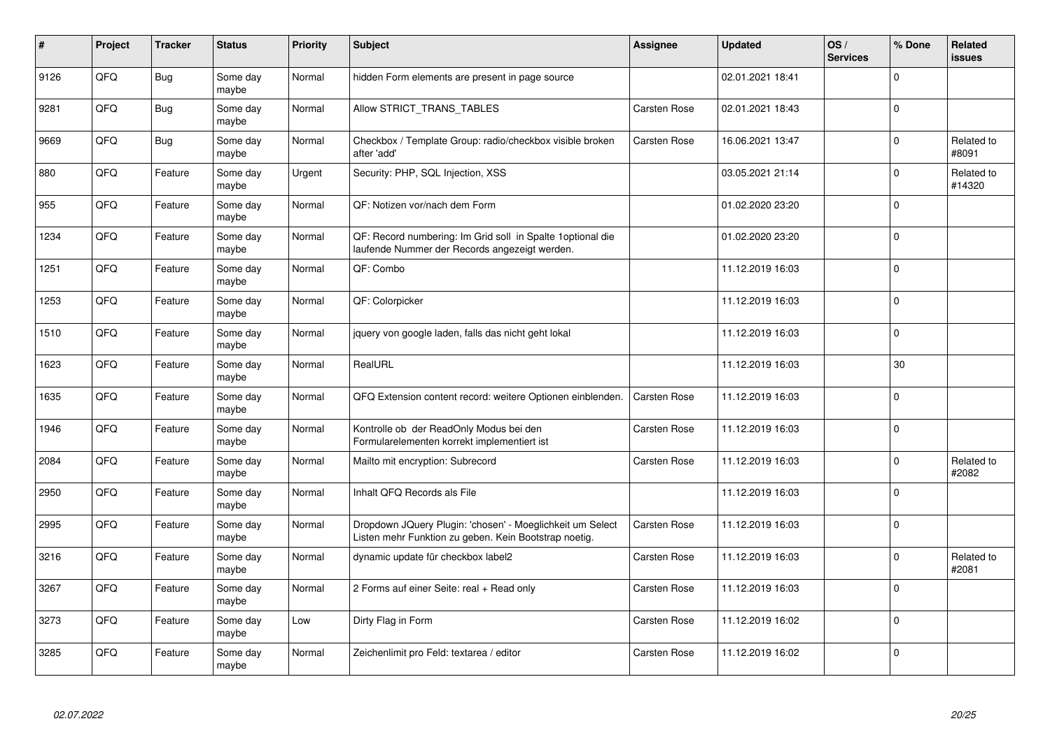| # | Project | Tracker | Status | Priority | Subject | Assignee | Updated | OS / Services | % Done | Related issues |
|---|---|---|---|---|---|---|---|---|---|---|
| 9126 | QFQ | Bug | Some day maybe | Normal | hidden Form elements are present in page source | | 02.01.2021 18:41 | | 0 | |
| 9281 | QFQ | Bug | Some day maybe | Normal | Allow STRICT_TRANS_TABLES | Carsten Rose | 02.01.2021 18:43 | | 0 | |
| 9669 | QFQ | Bug | Some day maybe | Normal | Checkbox / Template Group: radio/checkbox visible broken after 'add' | Carsten Rose | 16.06.2021 13:47 | | 0 | Related to #8091 |
| 880 | QFQ | Feature | Some day maybe | Urgent | Security: PHP, SQL Injection, XSS | | 03.05.2021 21:14 | | 0 | Related to #14320 |
| 955 | QFQ | Feature | Some day maybe | Normal | QF: Notizen vor/nach dem Form | | 01.02.2020 23:20 | | 0 | |
| 1234 | QFQ | Feature | Some day maybe | Normal | QF: Record numbering: Im Grid soll in Spalte 1optional die laufende Nummer der Records angezeigt werden. | | 01.02.2020 23:20 | | 0 | |
| 1251 | QFQ | Feature | Some day maybe | Normal | QF: Combo | | 11.12.2019 16:03 | | 0 | |
| 1253 | QFQ | Feature | Some day maybe | Normal | QF: Colorpicker | | 11.12.2019 16:03 | | 0 | |
| 1510 | QFQ | Feature | Some day maybe | Normal | jquery von google laden, falls das nicht geht lokal | | 11.12.2019 16:03 | | 0 | |
| 1623 | QFQ | Feature | Some day maybe | Normal | RealURL | | 11.12.2019 16:03 | | 30 | |
| 1635 | QFQ | Feature | Some day maybe | Normal | QFQ Extension content record: weitere Optionen einblenden. | Carsten Rose | 11.12.2019 16:03 | | 0 | |
| 1946 | QFQ | Feature | Some day maybe | Normal | Kontrolle ob der ReadOnly Modus bei den Formularelementen korrekt implementiert ist | Carsten Rose | 11.12.2019 16:03 | | 0 | |
| 2084 | QFQ | Feature | Some day maybe | Normal | Mailto mit encryption: Subrecord | Carsten Rose | 11.12.2019 16:03 | | 0 | Related to #2082 |
| 2950 | QFQ | Feature | Some day maybe | Normal | Inhalt QFQ Records als File | | 11.12.2019 16:03 | | 0 | |
| 2995 | QFQ | Feature | Some day maybe | Normal | Dropdown JQuery Plugin: 'chosen' - Moeglichkeit um Select Listen mehr Funktion zu geben. Kein Bootstrap noetig. | Carsten Rose | 11.12.2019 16:03 | | 0 | |
| 3216 | QFQ | Feature | Some day maybe | Normal | dynamic update für checkbox label2 | Carsten Rose | 11.12.2019 16:03 | | 0 | Related to #2081 |
| 3267 | QFQ | Feature | Some day maybe | Normal | 2 Forms auf einer Seite: real + Read only | Carsten Rose | 11.12.2019 16:03 | | 0 | |
| 3273 | QFQ | Feature | Some day maybe | Low | Dirty Flag in Form | Carsten Rose | 11.12.2019 16:02 | | 0 | |
| 3285 | QFQ | Feature | Some day maybe | Normal | Zeichenlimit pro Feld: textarea / editor | Carsten Rose | 11.12.2019 16:02 | | 0 | |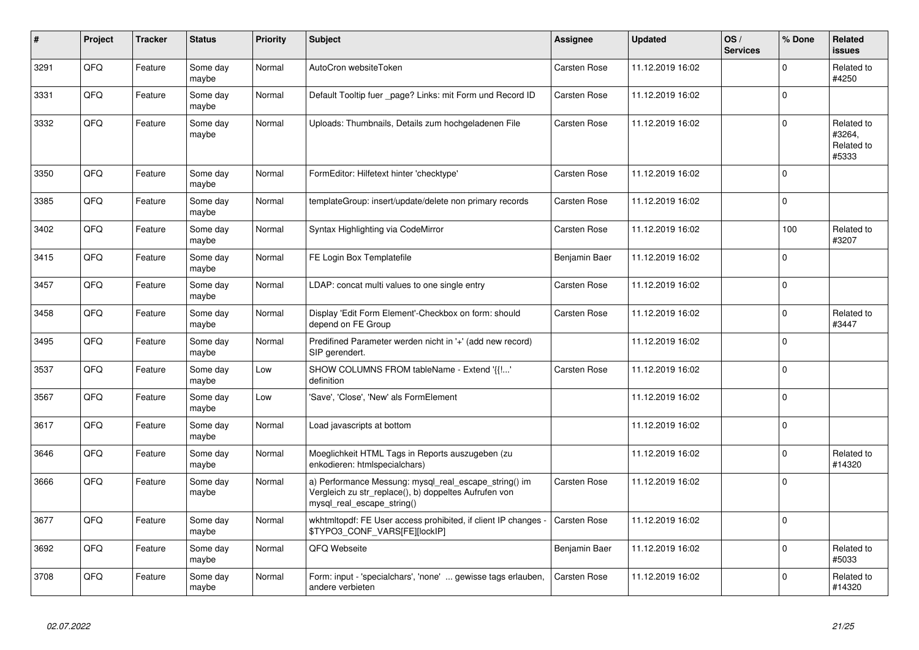| # | Project | Tracker | Status | Priority | Subject | Assignee | Updated | OS / Services | % Done | Related issues |
|---|---|---|---|---|---|---|---|---|---|---|
| 3291 | QFQ | Feature | Some day maybe | Normal | AutoCron websiteToken | Carsten Rose | 11.12.2019 16:02 | | 0 | Related to #4250 |
| 3331 | QFQ | Feature | Some day maybe | Normal | Default Tooltip fuer _page? Links: mit Form und Record ID | Carsten Rose | 11.12.2019 16:02 | | 0 | |
| 3332 | QFQ | Feature | Some day maybe | Normal | Uploads: Thumbnails, Details zum hochgeladenen File | Carsten Rose | 11.12.2019 16:02 | | 0 | Related to #3264, Related to #5333 |
| 3350 | QFQ | Feature | Some day maybe | Normal | FormEditor: Hilfetext hinter 'checktype' | Carsten Rose | 11.12.2019 16:02 | | 0 | |
| 3385 | QFQ | Feature | Some day maybe | Normal | templateGroup: insert/update/delete non primary records | Carsten Rose | 11.12.2019 16:02 | | 0 | |
| 3402 | QFQ | Feature | Some day maybe | Normal | Syntax Highlighting via CodeMirror | Carsten Rose | 11.12.2019 16:02 | | 100 | Related to #3207 |
| 3415 | QFQ | Feature | Some day maybe | Normal | FE Login Box Templatefile | Benjamin Baer | 11.12.2019 16:02 | | 0 | |
| 3457 | QFQ | Feature | Some day maybe | Normal | LDAP: concat multi values to one single entry | Carsten Rose | 11.12.2019 16:02 | | 0 | |
| 3458 | QFQ | Feature | Some day maybe | Normal | Display 'Edit Form Element'-Checkbox on form: should depend on FE Group | Carsten Rose | 11.12.2019 16:02 | | 0 | Related to #3447 |
| 3495 | QFQ | Feature | Some day maybe | Normal | Predifined Parameter werden nicht in '+' (add new record) SIP gerendert. | | 11.12.2019 16:02 | | 0 | |
| 3537 | QFQ | Feature | Some day maybe | Low | SHOW COLUMNS FROM tableName - Extend '{{!...' definition | Carsten Rose | 11.12.2019 16:02 | | 0 | |
| 3567 | QFQ | Feature | Some day maybe | Low | 'Save', 'Close', 'New' als FormElement | | 11.12.2019 16:02 | | 0 | |
| 3617 | QFQ | Feature | Some day maybe | Normal | Load javascripts at bottom | | 11.12.2019 16:02 | | 0 | |
| 3646 | QFQ | Feature | Some day maybe | Normal | Moeglichkeit HTML Tags in Reports auszugeben (zu enkodieren: htmlspecialchars) | | 11.12.2019 16:02 | | 0 | Related to #14320 |
| 3666 | QFQ | Feature | Some day maybe | Normal | a) Performance Messung: mysql_real_escape_string() im Vergleich zu str_replace(), b) doppeltes Aufrufen von mysql_real_escape_string() | Carsten Rose | 11.12.2019 16:02 | | 0 | |
| 3677 | QFQ | Feature | Some day maybe | Normal | wkhtmltopdf: FE User access prohibited, if client IP changes - $TYPO3_CONF_VARS[FE][lockIP] | Carsten Rose | 11.12.2019 16:02 | | 0 | |
| 3692 | QFQ | Feature | Some day maybe | Normal | QFQ Webseite | Benjamin Baer | 11.12.2019 16:02 | | 0 | Related to #5033 |
| 3708 | QFQ | Feature | Some day maybe | Normal | Form: input - 'specialchars', 'none' ... gewisse tags erlauben, andere verbieten | Carsten Rose | 11.12.2019 16:02 | | 0 | Related to #14320 |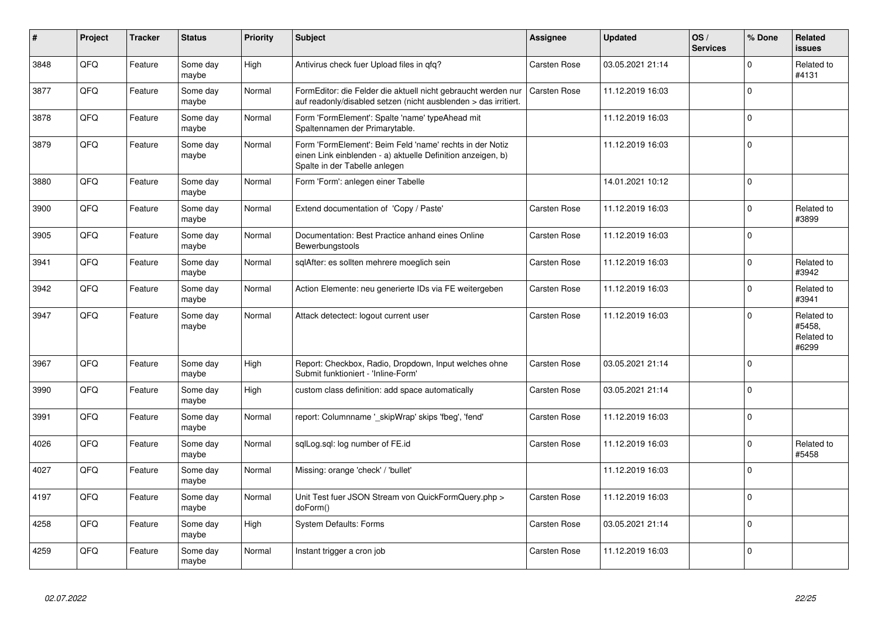| # | Project | Tracker | Status | Priority | Subject | Assignee | Updated | OS / Services | % Done | Related issues |
|---|---|---|---|---|---|---|---|---|---|---|
| 3848 | QFQ | Feature | Some day maybe | High | Antivirus check fuer Upload files in qfq? | Carsten Rose | 03.05.2021 21:14 | | 0 | Related to #4131 |
| 3877 | QFQ | Feature | Some day maybe | Normal | FormEditor: die Felder die aktuell nicht gebraucht werden nur auf readonly/disabled setzen (nicht ausblenden > das irritiert. | Carsten Rose | 11.12.2019 16:03 | | 0 | |
| 3878 | QFQ | Feature | Some day maybe | Normal | Form 'FormElement': Spalte 'name' typeAhead mit Spaltennamen der Primarytable. | | 11.12.2019 16:03 | | 0 | |
| 3879 | QFQ | Feature | Some day maybe | Normal | Form 'FormElement': Beim Feld 'name' rechts in der Notiz einen Link einblenden - a) aktuelle Definition anzeigen, b) Spalte in der Tabelle anlegen | | 11.12.2019 16:03 | | 0 | |
| 3880 | QFQ | Feature | Some day maybe | Normal | Form 'Form': anlegen einer Tabelle | | 14.01.2021 10:12 | | 0 | |
| 3900 | QFQ | Feature | Some day maybe | Normal | Extend documentation of 'Copy / Paste' | Carsten Rose | 11.12.2019 16:03 | | 0 | Related to #3899 |
| 3905 | QFQ | Feature | Some day maybe | Normal | Documentation: Best Practice anhand eines Online Bewerbungstools | Carsten Rose | 11.12.2019 16:03 | | 0 | |
| 3941 | QFQ | Feature | Some day maybe | Normal | sqlAfter: es sollten mehrere moeglich sein | Carsten Rose | 11.12.2019 16:03 | | 0 | Related to #3942 |
| 3942 | QFQ | Feature | Some day maybe | Normal | Action Elemente: neu generierte IDs via FE weitergeben | Carsten Rose | 11.12.2019 16:03 | | 0 | Related to #3941 |
| 3947 | QFQ | Feature | Some day maybe | Normal | Attack detectect: logout current user | Carsten Rose | 11.12.2019 16:03 | | 0 | Related to #5458, Related to #6299 |
| 3967 | QFQ | Feature | Some day maybe | High | Report: Checkbox, Radio, Dropdown, Input welches ohne Submit funktioniert - 'Inline-Form' | Carsten Rose | 03.05.2021 21:14 | | 0 | |
| 3990 | QFQ | Feature | Some day maybe | High | custom class definition: add space automatically | Carsten Rose | 03.05.2021 21:14 | | 0 | |
| 3991 | QFQ | Feature | Some day maybe | Normal | report: Columnname '_skipWrap' skips 'fbeg', 'fend' | Carsten Rose | 11.12.2019 16:03 | | 0 | |
| 4026 | QFQ | Feature | Some day maybe | Normal | sqlLog.sql: log number of FE.id | Carsten Rose | 11.12.2019 16:03 | | 0 | Related to #5458 |
| 4027 | QFQ | Feature | Some day maybe | Normal | Missing: orange 'check' / 'bullet' | | 11.12.2019 16:03 | | 0 | |
| 4197 | QFQ | Feature | Some day maybe | Normal | Unit Test fuer JSON Stream von QuickFormQuery.php > doForm() | Carsten Rose | 11.12.2019 16:03 | | 0 | |
| 4258 | QFQ | Feature | Some day maybe | High | System Defaults: Forms | Carsten Rose | 03.05.2021 21:14 | | 0 | |
| 4259 | QFQ | Feature | Some day maybe | Normal | Instant trigger a cron job | Carsten Rose | 11.12.2019 16:03 | | 0 | |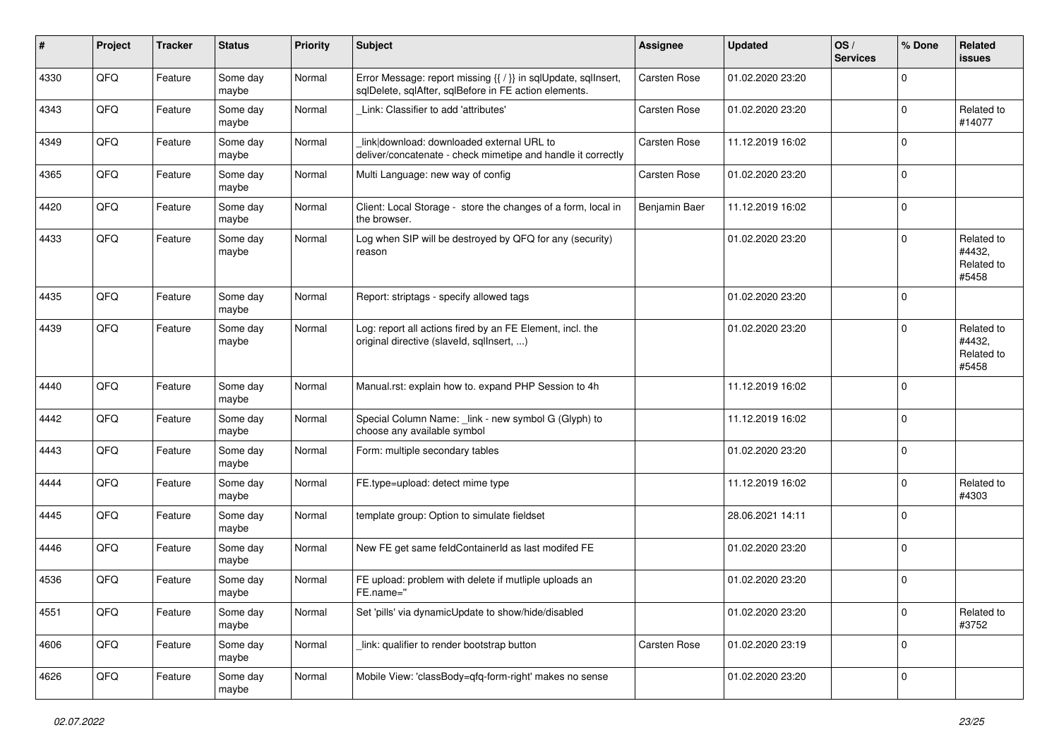| # | Project | Tracker | Status | Priority | Subject | Assignee | Updated | OS / Services | % Done | Related issues |
|---|---|---|---|---|---|---|---|---|---|---|
| 4330 | QFQ | Feature | Some day maybe | Normal | Error Message: report missing {{ / }} in sqlUpdate, sqlInsert, sqlDelete, sqlAfter, sqlBefore in FE action elements. | Carsten Rose | 01.02.2020 23:20 | | 0 | |
| 4343 | QFQ | Feature | Some day maybe | Normal | _Link: Classifier to add 'attributes' | Carsten Rose | 01.02.2020 23:20 | | 0 | Related to #14077 |
| 4349 | QFQ | Feature | Some day maybe | Normal | _link\|download: downloaded external URL to deliver/concatenate - check mimetipe and handle it correctly | Carsten Rose | 11.12.2019 16:02 | | 0 | |
| 4365 | QFQ | Feature | Some day maybe | Normal | Multi Language: new way of config | Carsten Rose | 01.02.2020 23:20 | | 0 | |
| 4420 | QFQ | Feature | Some day maybe | Normal | Client: Local Storage - store the changes of a form, local in the browser. | Benjamin Baer | 11.12.2019 16:02 | | 0 | |
| 4433 | QFQ | Feature | Some day maybe | Normal | Log when SIP will be destroyed by QFQ for any (security) reason | | 01.02.2020 23:20 | | 0 | Related to #4432, Related to #5458 |
| 4435 | QFQ | Feature | Some day maybe | Normal | Report: striptags - specify allowed tags | | 01.02.2020 23:20 | | 0 | |
| 4439 | QFQ | Feature | Some day maybe | Normal | Log: report all actions fired by an FE Element, incl. the original directive (slaveId, sqlInsert, ...) | | 01.02.2020 23:20 | | 0 | Related to #4432, Related to #5458 |
| 4440 | QFQ | Feature | Some day maybe | Normal | Manual.rst: explain how to. expand PHP Session to 4h | | 11.12.2019 16:02 | | 0 | |
| 4442 | QFQ | Feature | Some day maybe | Normal | Special Column Name: _link - new symbol G (Glyph) to choose any available symbol | | 11.12.2019 16:02 | | 0 | |
| 4443 | QFQ | Feature | Some day maybe | Normal | Form: multiple secondary tables | | 01.02.2020 23:20 | | 0 | |
| 4444 | QFQ | Feature | Some day maybe | Normal | FE.type=upload: detect mime type | | 11.12.2019 16:02 | | 0 | Related to #4303 |
| 4445 | QFQ | Feature | Some day maybe | Normal | template group: Option to simulate fieldset | | 28.06.2021 14:11 | | 0 | |
| 4446 | QFQ | Feature | Some day maybe | Normal | New FE get same feldContainerId as last modifed FE | | 01.02.2020 23:20 | | 0 | |
| 4536 | QFQ | Feature | Some day maybe | Normal | FE upload: problem with delete if mutliple uploads an FE.name='' | | 01.02.2020 23:20 | | 0 | |
| 4551 | QFQ | Feature | Some day maybe | Normal | Set 'pills' via dynamicUpdate to show/hide/disabled | | 01.02.2020 23:20 | | 0 | Related to #3752 |
| 4606 | QFQ | Feature | Some day maybe | Normal | _link: qualifier to render bootstrap button | Carsten Rose | 01.02.2020 23:19 | | 0 | |
| 4626 | QFQ | Feature | Some day maybe | Normal | Mobile View: 'classBody=qfq-form-right' makes no sense | | 01.02.2020 23:20 | | 0 | |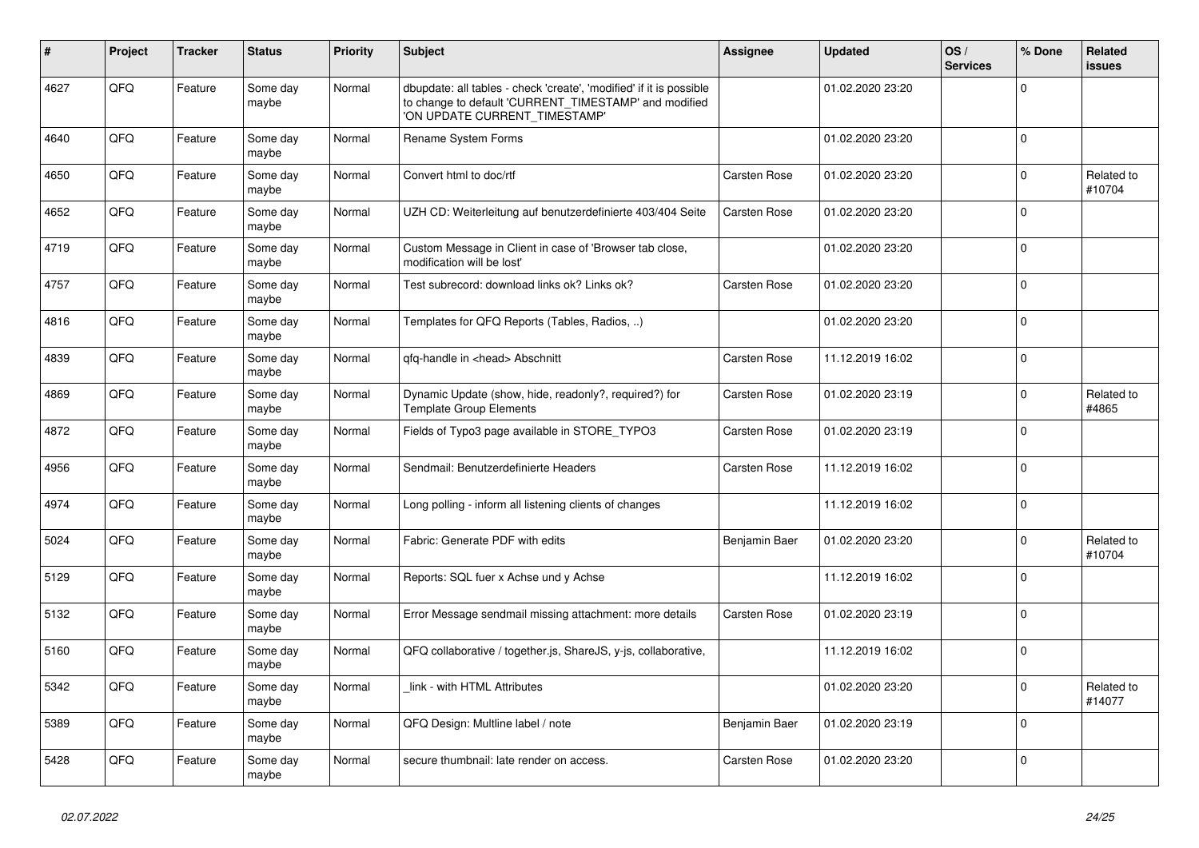| # | Project | Tracker | Status | Priority | Subject | Assignee | Updated | OS / Services | % Done | Related issues |
|---|---|---|---|---|---|---|---|---|---|---|
| 4627 | QFQ | Feature | Some day maybe | Normal | dbupdate: all tables - check 'create', 'modified' if it is possible to change to default 'CURRENT_TIMESTAMP' and modified 'ON UPDATE CURRENT_TIMESTAMP' | | 01.02.2020 23:20 | | 0 | |
| 4640 | QFQ | Feature | Some day maybe | Normal | Rename System Forms | | 01.02.2020 23:20 | | 0 | |
| 4650 | QFQ | Feature | Some day maybe | Normal | Convert html to doc/rtf | Carsten Rose | 01.02.2020 23:20 | | 0 | Related to #10704 |
| 4652 | QFQ | Feature | Some day maybe | Normal | UZH CD: Weiterleitung auf benutzerdefinierte 403/404 Seite | Carsten Rose | 01.02.2020 23:20 | | 0 | |
| 4719 | QFQ | Feature | Some day maybe | Normal | Custom Message in Client in case of 'Browser tab close, modification will be lost' | | 01.02.2020 23:20 | | 0 | |
| 4757 | QFQ | Feature | Some day maybe | Normal | Test subrecord: download links ok? Links ok? | Carsten Rose | 01.02.2020 23:20 | | 0 | |
| 4816 | QFQ | Feature | Some day maybe | Normal | Templates for QFQ Reports (Tables, Radios, ..) | | 01.02.2020 23:20 | | 0 | |
| 4839 | QFQ | Feature | Some day maybe | Normal | qfq-handle in <head> Abschnitt | Carsten Rose | 11.12.2019 16:02 | | 0 | |
| 4869 | QFQ | Feature | Some day maybe | Normal | Dynamic Update (show, hide, readonly?, required?) for Template Group Elements | Carsten Rose | 01.02.2020 23:19 | | 0 | Related to #4865 |
| 4872 | QFQ | Feature | Some day maybe | Normal | Fields of Typo3 page available in STORE_TYPO3 | Carsten Rose | 01.02.2020 23:19 | | 0 | |
| 4956 | QFQ | Feature | Some day maybe | Normal | Sendmail: Benutzerdefinierte Headers | Carsten Rose | 11.12.2019 16:02 | | 0 | |
| 4974 | QFQ | Feature | Some day maybe | Normal | Long polling - inform all listening clients of changes | | 11.12.2019 16:02 | | 0 | |
| 5024 | QFQ | Feature | Some day maybe | Normal | Fabric: Generate PDF with edits | Benjamin Baer | 01.02.2020 23:20 | | 0 | Related to #10704 |
| 5129 | QFQ | Feature | Some day maybe | Normal | Reports: SQL fuer x Achse und y Achse | | 11.12.2019 16:02 | | 0 | |
| 5132 | QFQ | Feature | Some day maybe | Normal | Error Message sendmail missing attachment: more details | Carsten Rose | 01.02.2020 23:19 | | 0 | |
| 5160 | QFQ | Feature | Some day maybe | Normal | QFQ collaborative / together.js, ShareJS, y-js, collaborative, | | 11.12.2019 16:02 | | 0 | |
| 5342 | QFQ | Feature | Some day maybe | Normal | _link - with HTML Attributes | | 01.02.2020 23:20 | | 0 | Related to #14077 |
| 5389 | QFQ | Feature | Some day maybe | Normal | QFQ Design: Multline label / note | Benjamin Baer | 01.02.2020 23:19 | | 0 | |
| 5428 | QFQ | Feature | Some day maybe | Normal | secure thumbnail: late render on access. | Carsten Rose | 01.02.2020 23:20 | | 0 | |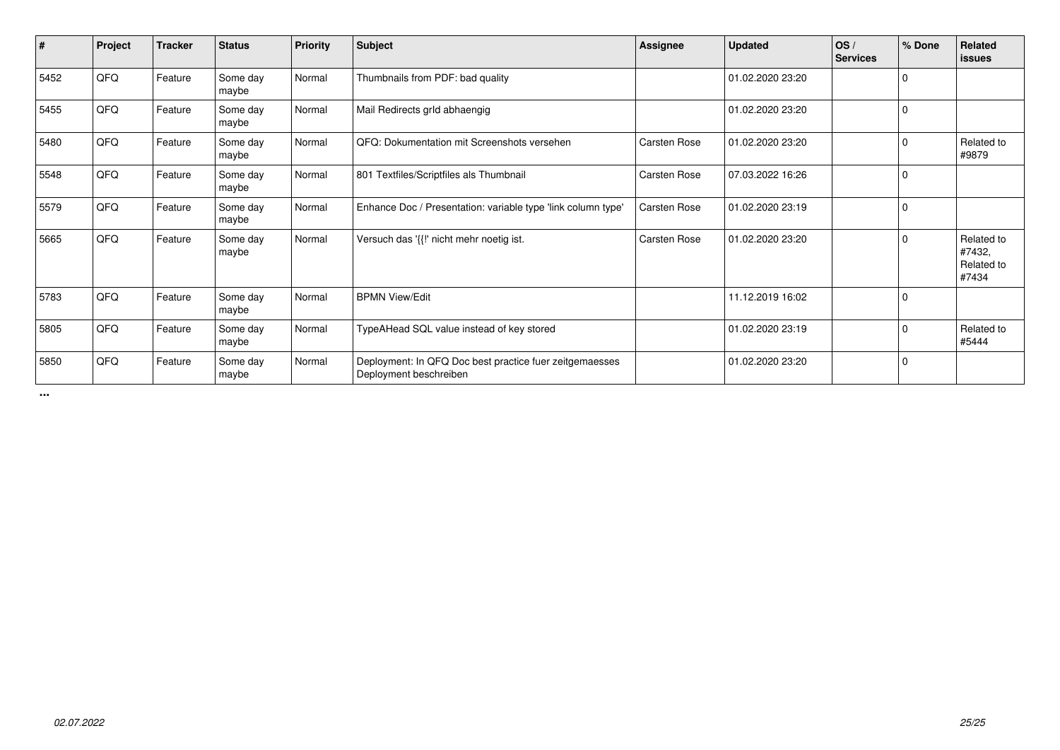| # | Project | Tracker | Status | Priority | Subject | Assignee | Updated | OS / Services | % Done | Related issues |
|---|---|---|---|---|---|---|---|---|---|---|
| 5452 | QFQ | Feature | Some day maybe | Normal | Thumbnails from PDF: bad quality | | 01.02.2020 23:20 | | 0 | |
| 5455 | QFQ | Feature | Some day maybe | Normal | Mail Redirects grId abhaengig | | 01.02.2020 23:20 | | 0 | |
| 5480 | QFQ | Feature | Some day maybe | Normal | QFQ: Dokumentation mit Screenshots versehen | Carsten Rose | 01.02.2020 23:20 | | 0 | Related to #9879 |
| 5548 | QFQ | Feature | Some day maybe | Normal | 801 Textfiles/Scriptfiles als Thumbnail | Carsten Rose | 07.03.2022 16:26 | | 0 | |
| 5579 | QFQ | Feature | Some day maybe | Normal | Enhance Doc / Presentation: variable type 'link column type' | Carsten Rose | 01.02.2020 23:19 | | 0 | |
| 5665 | QFQ | Feature | Some day maybe | Normal | Versuch das '{{!' nicht mehr noetig ist. | Carsten Rose | 01.02.2020 23:20 | | 0 | Related to #7432, Related to #7434 |
| 5783 | QFQ | Feature | Some day maybe | Normal | BPMN View/Edit | | 11.12.2019 16:02 | | 0 | |
| 5805 | QFQ | Feature | Some day maybe | Normal | TypeAHead SQL value instead of key stored | | 01.02.2020 23:19 | | 0 | Related to #5444 |
| 5850 | QFQ | Feature | Some day maybe | Normal | Deployment: In QFQ Doc best practice fuer zeitgemaesses Deployment beschreiben | | 01.02.2020 23:20 | | 0 | |

**...**